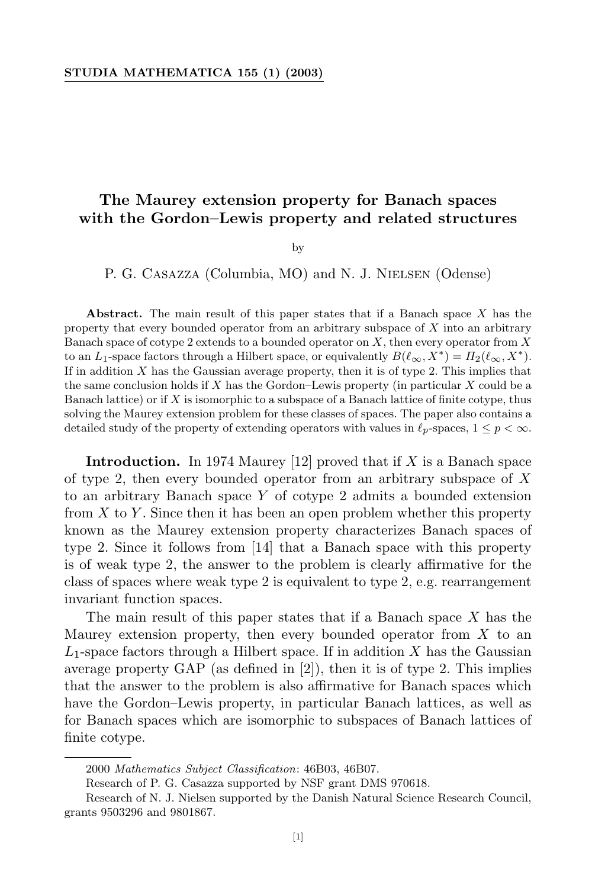# The Maurey extension property for Banach spaces with the Gordon–Lewis property and related structures

by

P. G. Casazza (Columbia, MO) and N. J. Nielsen (Odense)

**Abstract.** The main result of this paper states that if a Banach space $X$ has the property that every bounded operator from an arbitrary subspace of $X$ into an arbitrary Banach space of cotype 2 extends to a bounded operator on $X$, then every operator from $X$ to an $L_1$-space factors through a Hilbert space, or equivalently $B(\ell_\infty, X^*) = \Pi_2(\ell_\infty, X^*)$. If in addition $X$ has the Gaussian average property, then it is of type 2. This implies that the same conclusion holds if $X$ has the Gordon–Lewis property (in particular $X$ could be a Banach lattice) or if $X$ is isomorphic to a subspace of a Banach lattice of finite cotype, thus solving the Maurey extension problem for these classes of spaces. The paper also contains a detailed study of the property of extending operators with values in $\ell_p$-spaces, $1 \le p < \infty$.

**Introduction.** In 1974 Maurey [12] proved that if $X$ is a Banach space of type 2, then every bounded operator from an arbitrary subspace of $X$ to an arbitrary Banach space $Y$ of cotype 2 admits a bounded extension from $X$ to $Y$. Since then it has been an open problem whether this property known as the Maurey extension property characterizes Banach spaces of type 2. Since it follows from [14] that a Banach space with this property is of weak type 2, the answer to the problem is clearly affirmative for the class of spaces where weak type 2 is equivalent to type 2, e.g. rearrangement invariant function spaces.

The main result of this paper states that if a Banach space $X$ has the Maurey extension property, then every bounded operator from $X$ to an $L_1$-space factors through a Hilbert space. If in addition $X$ has the Gaussian average property GAP (as defined in [2]), then it is of type 2. This implies that the answer to the problem is also affirmative for Banach spaces which have the Gordon–Lewis property, in particular Banach lattices, as well as for Banach spaces which are isomorphic to subspaces of Banach lattices of finite cotype.

2000 *Mathematics Subject Classification*: 46B03, 46B07.

Research of P. G. Casazza supported by NSF grant DMS 970618.

Research of N. J. Nielsen supported by the Danish Natural Science Research Council, grants 9503296 and 9801867.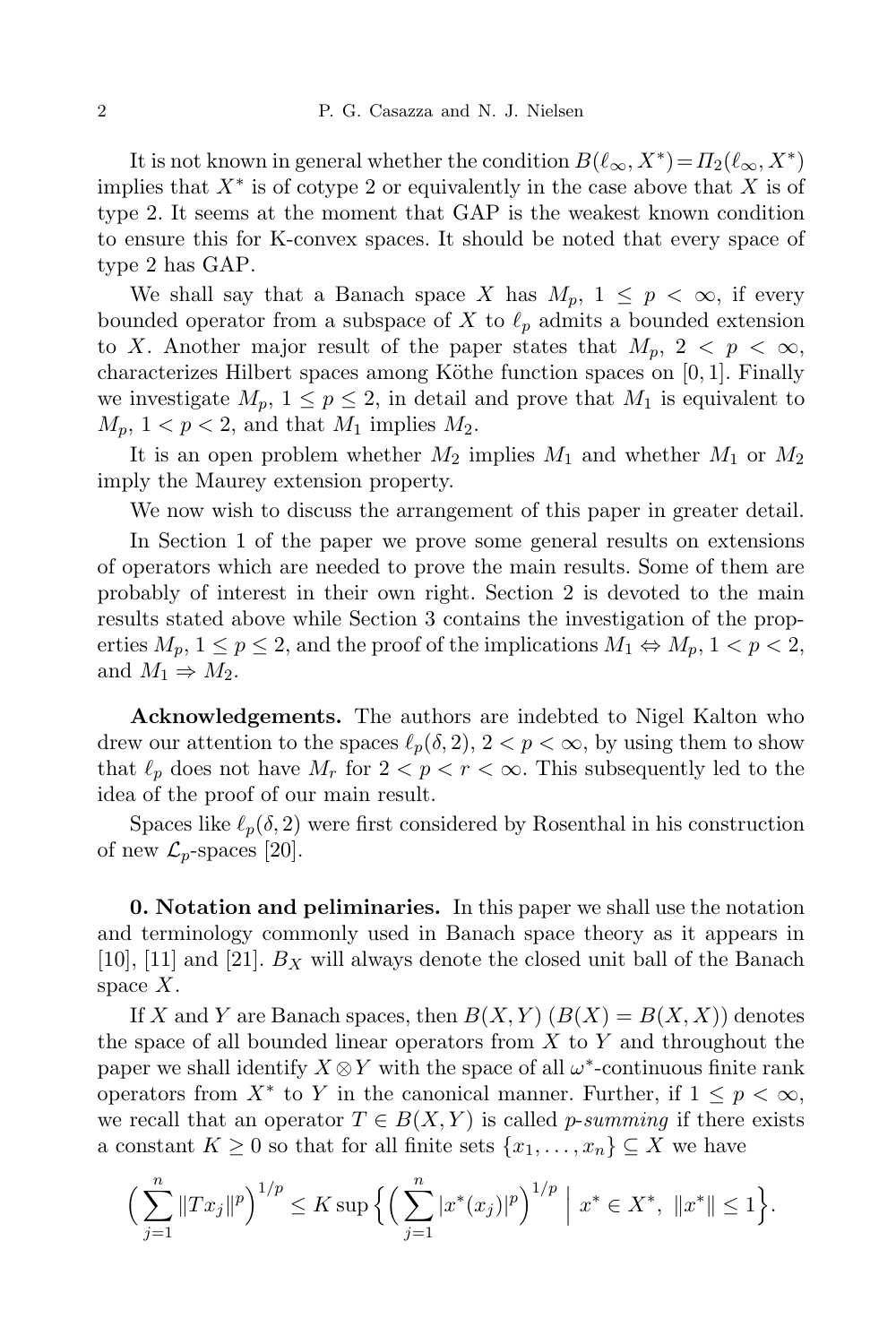It is not known in general whether the condition $B(\ell_\infty, X^*) = \Pi_2(\ell_\infty, X^*)$ implies that $X^*$ is of cotype 2 or equivalently in the case above that $X$ is of type 2. It seems at the moment that GAP is the weakest known condition to ensure this for K-convex spaces. It should be noted that every space of type 2 has GAP.

We shall say that a Banach space $X$ has $M_p$, $1 \le p < \infty$, if every bounded operator from a subspace of $X$ to $\ell_p$ admits a bounded extension to $X$. Another major result of the paper states that $M_p$, $2 < p < \infty$, characterizes Hilbert spaces among Köthe function spaces on $[0,1]$. Finally we investigate $M_p$, $1 \le p \le 2$, in detail and prove that $M_1$ is equivalent to $M_p$, $1 < p < 2$, and that $M_1$ implies $M_2$.

It is an open problem whether $M_2$ implies $M_1$ and whether $M_1$ or $M_2$ imply the Maurey extension property.

We now wish to discuss the arrangement of this paper in greater detail.

In Section 1 of the paper we prove some general results on extensions of operators which are needed to prove the main results. Some of them are probably of interest in their own right. Section 2 is devoted to the main results stated above while Section 3 contains the investigation of the properties $M_p$, $1 \le p \le 2$, and the proof of the implications $M_1 \Leftrightarrow M_p$, $1 < p < 2$, and $M_1 \Rightarrow M_2$.

**Acknowledgements.** The authors are indebted to Nigel Kalton who drew our attention to the spaces $\ell_p(\delta, 2)$, $2 < p < \infty$, by using them to show that $\ell_p$ does not have $M_r$ for $2 < p < r < \infty$. This subsequently led to the idea of the proof of our main result.

Spaces like $\ell_p(\delta, 2)$ were first considered by Rosenthal in his construction of new $\mathcal{L}_p$-spaces [20].

**0. Notation and peliminaries.** In this paper we shall use the notation and terminology commonly used in Banach space theory as it appears in [10], [11] and [21]. $B_X$ will always denote the closed unit ball of the Banach space $X$.

If $X$ and $Y$ are Banach spaces, then $B(X,Y)$ ($B(X) = B(X,X)$) denotes the space of all bounded linear operators from $X$ to $Y$ and throughout the paper we shall identify $X \otimes Y$ with the space of all $\omega^*$-continuous finite rank operators from $X^*$ to $Y$ in the canonical manner. Further, if $1 \le p < \infty$, we recall that an operator $T \in B(X,Y)$ is called *p-summing* if there exists a constant $K \ge 0$ so that for all finite sets $\{x_1, \ldots, x_n\} \subseteq X$ we have

$$\Big(\sum_{j=1}^{n} \|Tx_j\|^p\Big)^{1/p} \le K \sup\Big\{\Big(\sum_{j=1}^{n} |x^*(x_j)|^p\Big)^{1/p} \;\Big|\; x^* \in X^*,\ \|x^*\| \le 1\Big\}.$$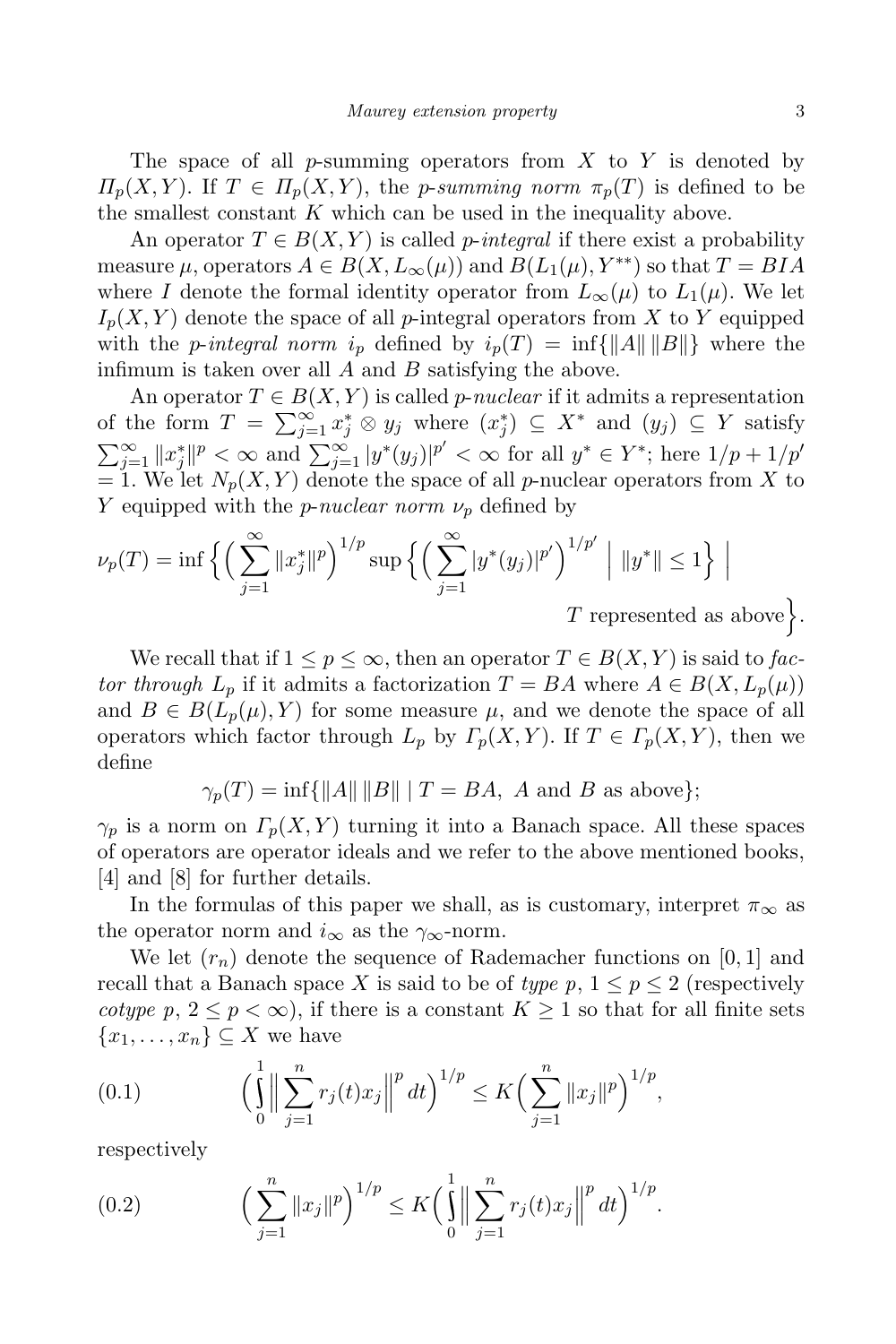The space of all $p$-summing operators from $X$ to $Y$ is denoted by $\Pi_p(X, Y)$. If $T \in \Pi_p(X, Y)$, the *p-summing norm* $\pi_p(T)$ is defined to be the smallest constant $K$ which can be used in the inequality above.

An operator $T \in B(X, Y)$ is called *p-integral* if there exist a probability measure $\mu$, operators $A \in B(X, L_\infty(\mu))$ and $B(L_1(\mu), Y^{**})$ so that $T = BIA$ where $I$ denote the formal identity operator from $L_\infty(\mu)$ to $L_1(\mu)$. We let $I_p(X, Y)$ denote the space of all $p$-integral operators from $X$ to $Y$ equipped with the *p-integral norm* $i_p$ defined by $i_p(T) = \inf\{\|A\| \|B\|\}$ where the infimum is taken over all $A$ and $B$ satisfying the above.

An operator $T \in B(X, Y)$ is called *p-nuclear* if it admits a representation of the form $T = \sum_{j=1}^\infty x_j^* \otimes y_j$ where $(x_j^*) \subseteq X^*$ and $(y_j) \subseteq Y$ satisfy $\sum_{j=1}^\infty \|x_j^*\|^p < \infty$ and $\sum_{j=1}^\infty |y^*(y_j)|^{p'} < \infty$ for all $y^* \in Y^*$; here $1/p + 1/p' = 1$. We let $N_p(X, Y)$ denote the space of all $p$-nuclear operators from $X$ to $Y$ equipped with the *p-nuclear norm* $\nu_p$ defined by

$$\nu_p(T) = \inf\Big\{ \Big( \sum_{j=1}^\infty \|x_j^*\|^p \Big)^{1/p} \sup\Big\{ \Big( \sum_{j=1}^\infty |y^*(y_j)|^{p'} \Big)^{1/p'} \;\Big|\; \|y^*\| \le 1 \Big\} \;\Big|\; T \text{ represented as above} \Big\}.$$

We recall that if $1 \le p \le \infty$, then an operator $T \in B(X, Y)$ is said to *factor through* $L_p$ if it admits a factorization $T = BA$ where $A \in B(X, L_p(\mu))$ and $B \in B(L_p(\mu), Y)$ for some measure $\mu$, and we denote the space of all operators which factor through $L_p$ by $\Gamma_p(X, Y)$. If $T \in \Gamma_p(X, Y)$, then we define

$$\gamma_p(T) = \inf\{\|A\| \|B\| \mid T = BA,\ A \text{ and } B \text{ as above}\};$$

$\gamma_p$ is a norm on $\Gamma_p(X, Y)$ turning it into a Banach space. All these spaces of operators are operator ideals and we refer to the above mentioned books, [4] and [8] for further details.

In the formulas of this paper we shall, as is customary, interpret $\pi_\infty$ as the operator norm and $i_\infty$ as the $\gamma_\infty$-norm.

We let $(r_n)$ denote the sequence of Rademacher functions on $[0, 1]$ and recall that a Banach space $X$ is said to be of *type p*, $1 \le p \le 2$ (respectively *cotype p*, $2 \le p < \infty$), if there is a constant $K \ge 1$ so that for all finite sets $\{x_1, \ldots, x_n\} \subseteq X$ we have

$$\Big( \int_0^1 \Big\| \sum_{j=1}^n r_j(t) x_j \Big\|^p dt \Big)^{1/p} \le K \Big( \sum_{j=1}^n \|x_j\|^p \Big)^{1/p}, \tag{0.1}$$

respectively

$$\Big( \sum_{j=1}^n \|x_j\|^p \Big)^{1/p} \le K \Big( \int_0^1 \Big\| \sum_{j=1}^n r_j(t) x_j \Big\|^p dt \Big)^{1/p}. \tag{0.2}$$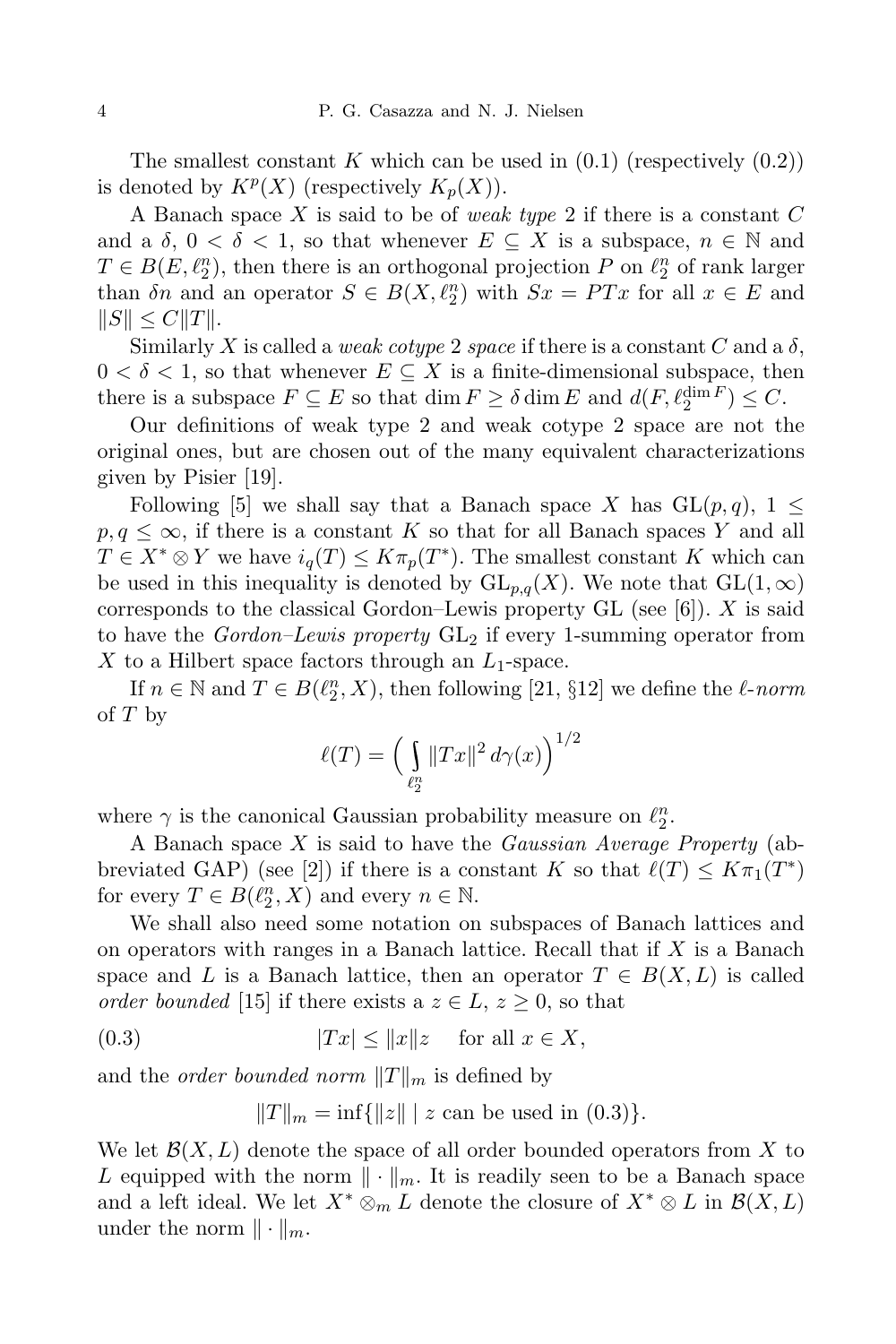The smallest constant $K$ which can be used in (0.1) (respectively (0.2)) is denoted by $K^p(X)$ (respectively $K_p(X)$).

A Banach space $X$ is said to be of *weak type* 2 if there is a constant $C$ and a $\delta$, $0 < \delta < 1$, so that whenever $E \subseteq X$ is a subspace, $n \in \mathbb{N}$ and $T \in B(E, \ell_2^n)$, then there is an orthogonal projection $P$ on $\ell_2^n$ of rank larger than $\delta n$ and an operator $S \in B(X, \ell_2^n)$ with $Sx = PTx$ for all $x \in E$ and $\|S\| \le C\|T\|$.

Similarly $X$ is called a *weak cotype* 2 *space* if there is a constant $C$ and a $\delta$, $0 < \delta < 1$, so that whenever $E \subseteq X$ is a finite-dimensional subspace, then there is a subspace $F \subseteq E$ so that $\dim F \ge \delta \dim E$ and $d(F, \ell_2^{\dim F}) \le C$.

Our definitions of weak type 2 and weak cotype 2 space are not the original ones, but are chosen out of the many equivalent characterizations given by Pisier [19].

Following [5] we shall say that a Banach space $X$ has $\mathrm{GL}(p,q)$, $1 \le p, q \le \infty$, if there is a constant $K$ so that for all Banach spaces $Y$ and all $T \in X^* \otimes Y$ we have $i_q(T) \le K\pi_p(T^*)$. The smallest constant $K$ which can be used in this inequality is denoted by $\mathrm{GL}_{p,q}(X)$. We note that $\mathrm{GL}(1,\infty)$ corresponds to the classical Gordon–Lewis property GL (see [6]). $X$ is said to have the *Gordon–Lewis property* $\mathrm{GL}_2$ if every 1-summing operator from $X$ to a Hilbert space factors through an $L_1$-space.

If $n \in \mathbb{N}$ and $T \in B(\ell_2^n, X)$, then following [21, §12] we define the *$\ell$-norm* of $T$ by

$$\ell(T) = \Big( \int_{\ell_2^n} \|Tx\|^2 \, d\gamma(x) \Big)^{1/2}$$

where $\gamma$ is the canonical Gaussian probability measure on $\ell_2^n$.

A Banach space $X$ is said to have the *Gaussian Average Property* (abbreviated GAP) (see [2]) if there is a constant $K$ so that $\ell(T) \le K\pi_1(T^*)$ for every $T \in B(\ell_2^n, X)$ and every $n \in \mathbb{N}$.

We shall also need some notation on subspaces of Banach lattices and on operators with ranges in a Banach lattice. Recall that if $X$ is a Banach space and $L$ is a Banach lattice, then an operator $T \in B(X, L)$ is called *order bounded* [15] if there exists a $z \in L$, $z \ge 0$, so that

$$|Tx| \le \|x\| z \quad \text{for all } x \in X, \tag{0.3}$$

and the *order bounded norm* $\|T\|_m$ is defined by

$$\|T\|_m = \inf\{\|z\| \mid z \text{ can be used in (0.3)}\}.$$

We let $\mathcal{B}(X, L)$ denote the space of all order bounded operators from $X$ to $L$ equipped with the norm $\|\cdot\|_m$. It is readily seen to be a Banach space and a left ideal. We let $X^* \otimes_m L$ denote the closure of $X^* \otimes L$ in $\mathcal{B}(X, L)$ under the norm $\|\cdot\|_m$.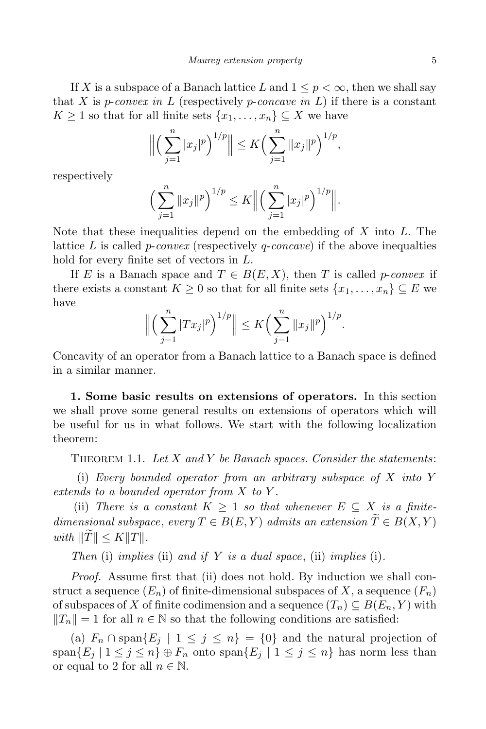If $X$ is a subspace of a Banach lattice $L$ and $1 \le p < \infty$, then we shall say that $X$ is *p-convex in* $L$ (respectively *p-concave in* $L$) if there is a constant $K \ge 1$ so that for all finite sets $\{x_1, \dots, x_n\} \subseteq X$ we have

$$\Big\| \Big( \sum_{j=1}^{n} |x_j|^p \Big)^{1/p} \Big\| \le K \Big( \sum_{j=1}^{n} \|x_j\|^p \Big)^{1/p},$$

respectively

$$\Big( \sum_{j=1}^{n} \|x_j\|^p \Big)^{1/p} \le K \Big\| \Big( \sum_{j=1}^{n} |x_j|^p \Big)^{1/p} \Big\|.$$

Note that these inequalities depend on the embedding of $X$ into $L$. The lattice $L$ is called *p-convex* (respectively *q-concave*) if the above inequalties hold for every finite set of vectors in $L$.

If $E$ is a Banach space and $T \in B(E, X)$, then $T$ is called *p-convex* if there exists a constant $K \ge 0$ so that for all finite sets $\{x_1, \dots, x_n\} \subseteq E$ we have

$$\Big\| \Big( \sum_{j=1}^{n} |Tx_j|^p \Big)^{1/p} \Big\| \le K \Big( \sum_{j=1}^{n} \|x_j\|^p \Big)^{1/p}.$$

Concavity of an operator from a Banach lattice to a Banach space is defined in a similar manner.

**1. Some basic results on extensions of operators.** In this section we shall prove some general results on extensions of operators which will be useful for us in what follows. We start with the following localization theorem:

THEOREM 1.1. *Let $X$ and $Y$ be Banach spaces. Consider the statements*:

(i) *Every bounded operator from an arbitrary subspace of $X$ into $Y$ extends to a bounded operator from $X$ to $Y$.*

(ii) *There is a constant $K \ge 1$ so that whenever $E \subseteq X$ is a finite-dimensional subspace, every $T \in B(E, Y)$ admits an extension $\widetilde{T} \in B(X, Y)$ with $\|\widetilde{T}\| \le K\|T\|$.*

*Then* (i) *implies* (ii) *and if $Y$ is a dual space*, (ii) *implies* (i).

*Proof.* Assume first that (ii) does not hold. By induction we shall construct a sequence $(E_n)$ of finite-dimensional subspaces of $X$, a sequence $(F_n)$ of subspaces of $X$ of finite codimension and a sequence $(T_n) \subseteq B(E_n, Y)$ with $\|T_n\| = 1$ for all $n \in \mathbb{N}$ so that the following conditions are satisfied:

(a) $F_n \cap \operatorname{span}\{E_j \mid 1 \le j \le n\} = \{0\}$ and the natural projection of $\operatorname{span}\{E_j \mid 1 \le j \le n\} \oplus F_n$ onto $\operatorname{span}\{E_j \mid 1 \le j \le n\}$ has norm less than or equal to 2 for all $n \in \mathbb{N}$.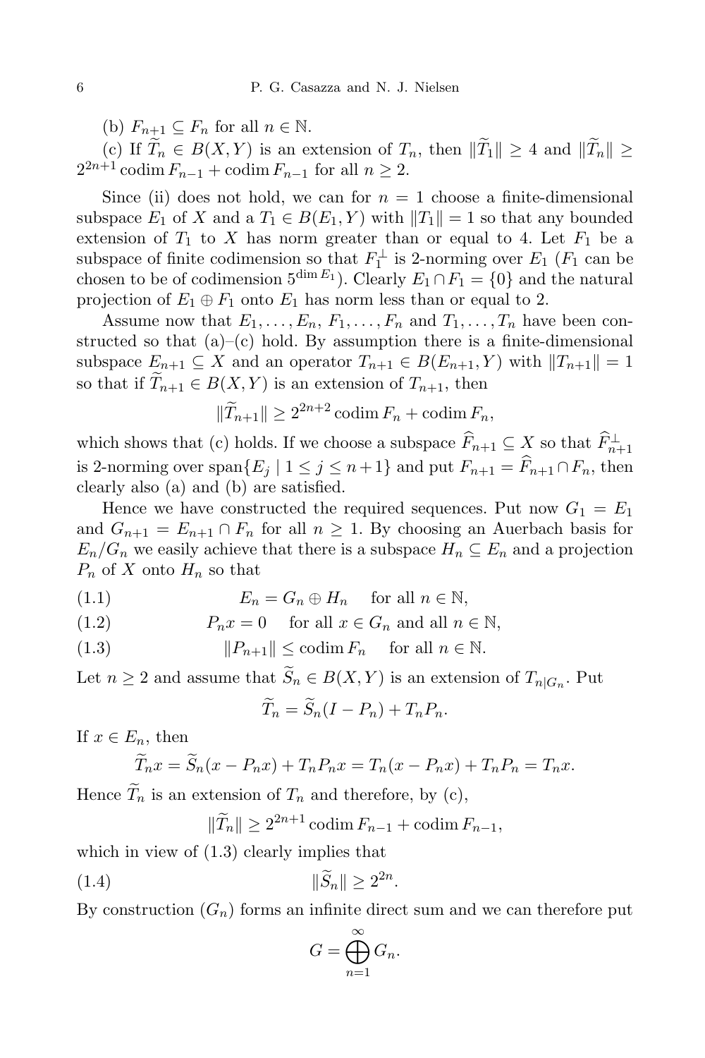(b) $F_{n+1} \subseteq F_n$ for all $n \in \mathbb{N}$.

(c) If $\widetilde{T}_n \in B(X,Y)$ is an extension of $T_n$, then $\|\widetilde{T}_1\| \geq 4$ and $\|\widetilde{T}_n\| \geq 2^{2n+1} \operatorname{codim} F_{n-1} + \operatorname{codim} F_{n-1}$ for all $n \geq 2$.

Since (ii) does not hold, we can for $n = 1$ choose a finite-dimensional subspace $E_1$ of $X$ and a $T_1 \in B(E_1, Y)$ with $\|T_1\| = 1$ so that any bounded extension of $T_1$ to $X$ has norm greater than or equal to 4. Let $F_1$ be a subspace of finite codimension so that $F_1^\perp$ is 2-norming over $E_1$ ($F_1$ can be chosen to be of codimension $5^{\dim E_1}$). Clearly $E_1 \cap F_1 = \{0\}$ and the natural projection of $E_1 \oplus F_1$ onto $E_1$ has norm less than or equal to 2.

Assume now that $E_1, \dots, E_n$, $F_1, \dots, F_n$ and $T_1, \dots, T_n$ have been constructed so that (a)–(c) hold. By assumption there is a finite-dimensional subspace $E_{n+1} \subseteq X$ and an operator $T_{n+1} \in B(E_{n+1}, Y)$ with $\|T_{n+1}\| = 1$ so that if $\widetilde{T}_{n+1} \in B(X,Y)$ is an extension of $T_{n+1}$, then

$$\|\widetilde{T}_{n+1}\| \geq 2^{2n+2} \operatorname{codim} F_n + \operatorname{codim} F_n,$$

which shows that (c) holds. If we choose a subspace $\widehat{F}_{n+1} \subseteq X$ so that $\widehat{F}_{n+1}^\perp$ is 2-norming over $\operatorname{span}\{E_j \mid 1 \leq j \leq n+1\}$ and put $F_{n+1} = \widehat{F}_{n+1} \cap F_n$, then clearly also (a) and (b) are satisfied.

Hence we have constructed the required sequences. Put now $G_1 = E_1$ and $G_{n+1} = E_{n+1} \cap F_n$ for all $n \geq 1$. By choosing an Auerbach basis for $E_n/G_n$ we easily achieve that there is a subspace $H_n \subseteq E_n$ and a projection $P_n$ of $X$ onto $H_n$ so that

$$E_n = G_n \oplus H_n \quad \text{for all } n \in \mathbb{N}, \tag{1.1}$$

$$P_n x = 0 \quad \text{for all } x \in G_n \text{ and all } n \in \mathbb{N}, \tag{1.2}$$

$$\|P_{n+1}\| \leq \operatorname{codim} F_n \quad \text{for all } n \in \mathbb{N}. \tag{1.3}$$

Let $n \geq 2$ and assume that $\widetilde{S}_n \in B(X,Y)$ is an extension of $T_{n|G_n}$. Put

$$\widetilde{T}_n = \widetilde{S}_n(I - P_n) + T_n P_n.$$

If $x \in E_n$, then

$$\widetilde{T}_n x = \widetilde{S}_n(x - P_n x) + T_n P_n x = T_n(x - P_n x) + T_n P_n = T_n x.$$

Hence $\widetilde{T}_n$ is an extension of $T_n$ and therefore, by (c),

$$\|\widetilde{T}_n\| \geq 2^{2n+1} \operatorname{codim} F_{n-1} + \operatorname{codim} F_{n-1},$$

which in view of (1.3) clearly implies that

$$\|\widetilde{S}_n\| \geq 2^{2n}. \tag{1.4}$$

By construction $(G_n)$ forms an infinite direct sum and we can therefore put

$$G = \bigoplus_{n=1}^{\infty} G_n.$$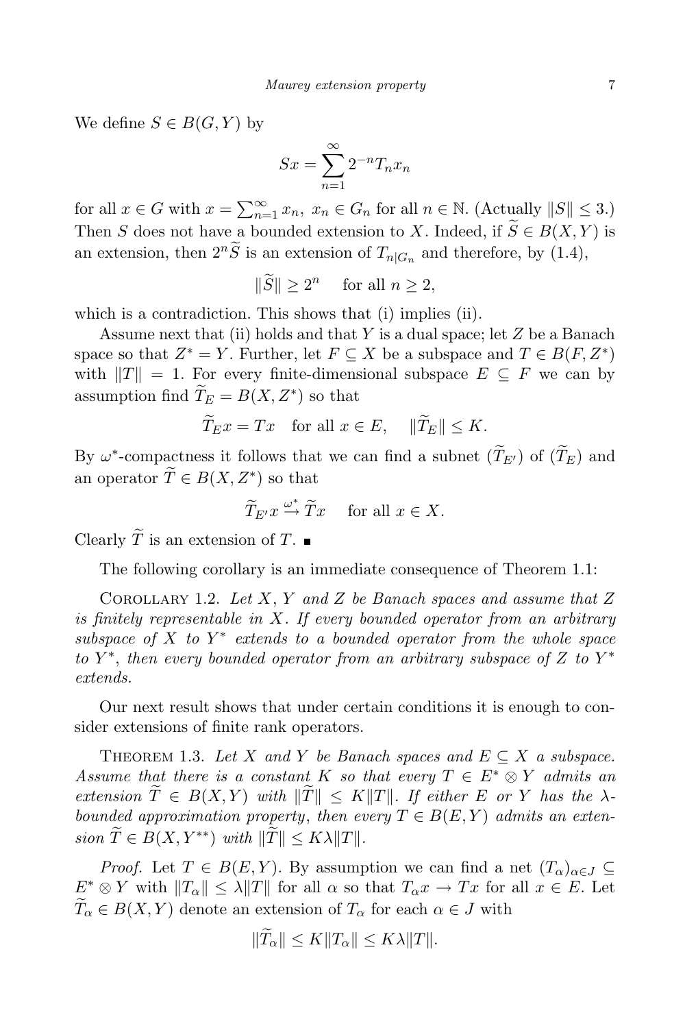We define $S \in B(G, Y)$ by

$$Sx = \sum_{n=1}^{\infty} 2^{-n} T_n x_n$$

for all $x \in G$ with $x = \sum_{n=1}^{\infty} x_n$, $x_n \in G_n$ for all $n \in \mathbb{N}$. (Actually $\|S\| \le 3$.) Then $S$ does not have a bounded extension to $X$. Indeed, if $\widetilde{S} \in B(X, Y)$ is an extension, then $2^n \widetilde{S}$ is an extension of $T_{n|G_n}$ and therefore, by (1.4),

$$\|\widetilde{S}\| \ge 2^n \quad \text{for all } n \ge 2,$$

which is a contradiction. This shows that (i) implies (ii).

Assume next that (ii) holds and that $Y$ is a dual space; let $Z$ be a Banach space so that $Z^* = Y$. Further, let $F \subseteq X$ be a subspace and $T \in B(F, Z^*)$ with $\|T\| = 1$. For every finite-dimensional subspace $E \subseteq F$ we can by assumption find $\widetilde{T}_E = B(X, Z^*)$ so that

$$\widetilde{T}_E x = Tx \quad \text{for all } x \in E, \quad \|\widetilde{T}_E\| \le K.$$

By $\omega^*$-compactness it follows that we can find a subnet $(\widetilde{T}_{E'})$ of $(\widetilde{T}_E)$ and an operator $\widetilde{T} \in B(X, Z^*)$ so that

$$\widetilde{T}_{E'} x \overset{\omega^*}{\to} \widetilde{T} x \quad \text{for all } x \in X.$$

Clearly $\widetilde{T}$ is an extension of $T$. ∎

The following corollary is an immediate consequence of Theorem 1.1:

COROLLARY 1.2. *Let $X$, $Y$ and $Z$ be Banach spaces and assume that $Z$ is finitely representable in $X$. If every bounded operator from an arbitrary subspace of $X$ to $Y^*$ extends to a bounded operator from the whole space to $Y^*$, then every bounded operator from an arbitrary subspace of $Z$ to $Y^*$ extends.*

Our next result shows that under certain conditions it is enough to consider extensions of finite rank operators.

THEOREM 1.3. *Let $X$ and $Y$ be Banach spaces and $E \subseteq X$ a subspace. Assume that there is a constant $K$ so that every $T \in E^* \otimes Y$ admits an extension $\widetilde{T} \in B(X, Y)$ with $\|\widetilde{T}\| \le K\|T\|$. If either $E$ or $Y$ has the $\lambda$-bounded approximation property, then every $T \in B(E, Y)$ admits an extension $\widetilde{T} \in B(X, Y^{**})$ with $\|\widetilde{T}\| \le K\lambda\|T\|$.*

*Proof.* Let $T \in B(E, Y)$. By assumption we can find a net $(T_\alpha)_{\alpha \in J} \subseteq E^* \otimes Y$ with $\|T_\alpha\| \le \lambda\|T\|$ for all $\alpha$ so that $T_\alpha x \to Tx$ for all $x \in E$. Let $\widetilde{T}_\alpha \in B(X, Y)$ denote an extension of $T_\alpha$ for each $\alpha \in J$ with

$$\|\widetilde{T}_\alpha\| \le K\|T_\alpha\| \le K\lambda\|T\|.$$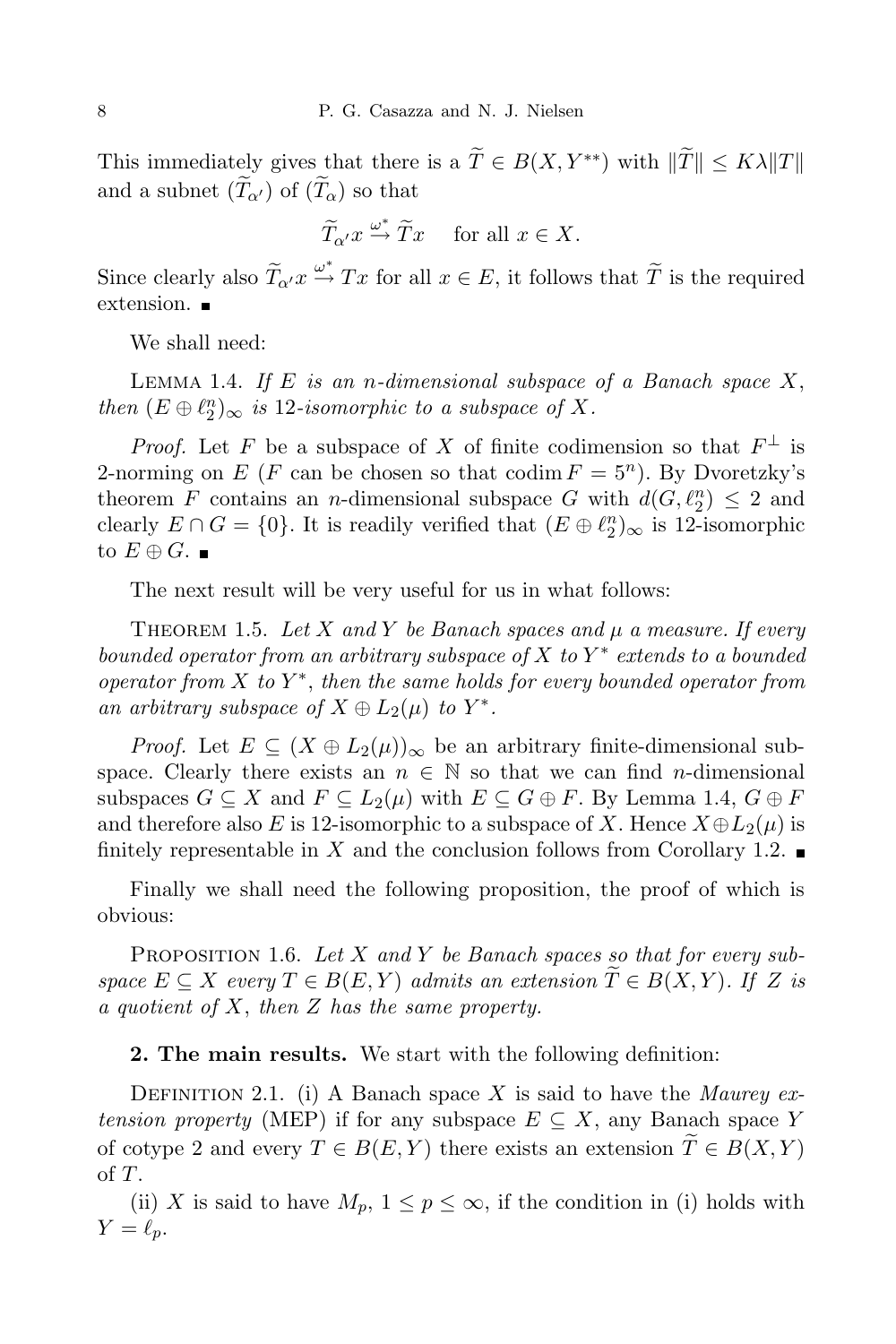This immediately gives that there is a $\widetilde{T} \in B(X, Y^{**})$ with $\|\widetilde{T}\| \leq K\lambda\|T\|$ and a subnet $(\widetilde{T}_{\alpha'})$ of $(\widetilde{T}_\alpha)$ so that

$$\widetilde{T}_{\alpha'}x \stackrel{\omega^*}{\to} \widetilde{T}x \quad \text{for all } x \in X.$$

Since clearly also $\widetilde{T}_{\alpha'}x \stackrel{\omega^*}{\to} Tx$ for all $x \in E$, it follows that $\widetilde{T}$ is the required extension. ■

We shall need:

Lemma 1.4. *If $E$ is an $n$-dimensional subspace of a Banach space $X$, then $(E \oplus \ell_2^n)_\infty$ is 12-isomorphic to a subspace of $X$.*

*Proof.* Let $F$ be a subspace of $X$ of finite codimension so that $F^\perp$ is 2-norming on $E$ ($F$ can be chosen so that $\operatorname{codim} F = 5^n$). By Dvoretzky's theorem $F$ contains an $n$-dimensional subspace $G$ with $d(G, \ell_2^n) \leq 2$ and clearly $E \cap G = \{0\}$. It is readily verified that $(E \oplus \ell_2^n)_\infty$ is 12-isomorphic to $E \oplus G$. ■

The next result will be very useful for us in what follows:

Theorem 1.5. *Let $X$ and $Y$ be Banach spaces and $\mu$ a measure. If every bounded operator from an arbitrary subspace of $X$ to $Y^*$ extends to a bounded operator from $X$ to $Y^*$, then the same holds for every bounded operator from an arbitrary subspace of $X \oplus L_2(\mu)$ to $Y^*$.*

*Proof.* Let $E \subseteq (X \oplus L_2(\mu))_\infty$ be an arbitrary finite-dimensional subspace. Clearly there exists an $n \in \mathbb{N}$ so that we can find $n$-dimensional subspaces $G \subseteq X$ and $F \subseteq L_2(\mu)$ with $E \subseteq G \oplus F$. By Lemma 1.4, $G \oplus F$ and therefore also $E$ is 12-isomorphic to a subspace of $X$. Hence $X \oplus L_2(\mu)$ is finitely representable in $X$ and the conclusion follows from Corollary 1.2. ■

Finally we shall need the following proposition, the proof of which is obvious:

Proposition 1.6. *Let $X$ and $Y$ be Banach spaces so that for every subspace $E \subseteq X$ every $T \in B(E, Y)$ admits an extension $\widetilde{T} \in B(X, Y)$. If $Z$ is a quotient of $X$, then $Z$ has the same property.*

## 2. The main results.

We start with the following definition:

Definition 2.1. (i) A Banach space $X$ is said to have the *Maurey extension property* (MEP) if for any subspace $E \subseteq X$, any Banach space $Y$ of cotype 2 and every $T \in B(E, Y)$ there exists an extension $\widetilde{T} \in B(X, Y)$ of $T$.

(ii) $X$ is said to have $M_p$, $1 \leq p \leq \infty$, if the condition in (i) holds with $Y = \ell_p$.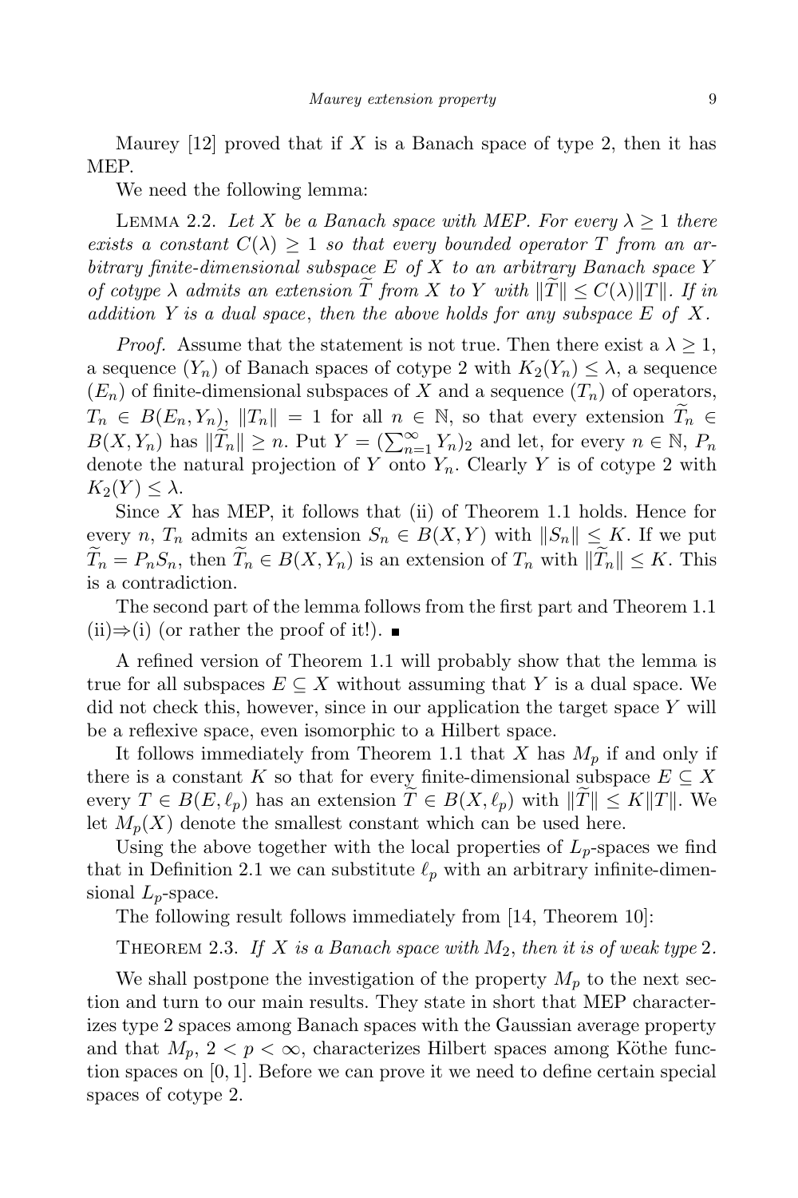Maurey [12] proved that if $X$ is a Banach space of type 2, then it has MEP.

We need the following lemma:

Lemma 2.2. *Let $X$ be a Banach space with MEP. For every $\lambda \geq 1$ there exists a constant $C(\lambda) \geq 1$ so that every bounded operator $T$ from an arbitrary finite-dimensional subspace $E$ of $X$ to an arbitrary Banach space $Y$ of cotype $\lambda$ admits an extension $\widetilde{T}$ from $X$ to $Y$ with $\|\widetilde{T}\| \leq C(\lambda)\|T\|$. If in addition $Y$ is a dual space, then the above holds for any subspace $E$ of $X$.*

*Proof.* Assume that the statement is not true. Then there exist a $\lambda \geq 1$, a sequence $(Y_n)$ of Banach spaces of cotype 2 with $K_2(Y_n) \leq \lambda$, a sequence $(E_n)$ of finite-dimensional subspaces of $X$ and a sequence $(T_n)$ of operators, $T_n \in B(E_n, Y_n)$, $\|T_n\| = 1$ for all $n \in \mathbb{N}$, so that every extension $\widetilde{T}_n \in B(X, Y_n)$ has $\|\widetilde{T}_n\| \geq n$. Put $Y = (\sum_{n=1}^{\infty} Y_n)_2$ and let, for every $n \in \mathbb{N}$, $P_n$ denote the natural projection of $Y$ onto $Y_n$. Clearly $Y$ is of cotype 2 with $K_2(Y) \leq \lambda$.

Since $X$ has MEP, it follows that (ii) of Theorem 1.1 holds. Hence for every $n$, $T_n$ admits an extension $S_n \in B(X, Y)$ with $\|S_n\| \leq K$. If we put $\widetilde{T}_n = P_n S_n$, then $\widetilde{T}_n \in B(X, Y_n)$ is an extension of $T_n$ with $\|\widetilde{T}_n\| \leq K$. This is a contradiction.

The second part of the lemma follows from the first part and Theorem 1.1 (ii)⇒(i) (or rather the proof of it!). ■

A refined version of Theorem 1.1 will probably show that the lemma is true for all subspaces $E \subseteq X$ without assuming that $Y$ is a dual space. We did not check this, however, since in our application the target space $Y$ will be a reflexive space, even isomorphic to a Hilbert space.

It follows immediately from Theorem 1.1 that $X$ has $M_p$ if and only if there is a constant $K$ so that for every finite-dimensional subspace $E \subseteq X$ every $T \in B(E, \ell_p)$ has an extension $\widetilde{T} \in B(X, \ell_p)$ with $\|\widetilde{T}\| \leq K\|T\|$. We let $M_p(X)$ denote the smallest constant which can be used here.

Using the above together with the local properties of $L_p$-spaces we find that in Definition 2.1 we can substitute $\ell_p$ with an arbitrary infinite-dimensional $L_p$-space.

The following result follows immediately from [14, Theorem 10]:

Theorem 2.3. *If $X$ is a Banach space with $M_2$, then it is of weak type* 2.

We shall postpone the investigation of the property $M_p$ to the next section and turn to our main results. They state in short that MEP characterizes type 2 spaces among Banach spaces with the Gaussian average property and that $M_p$, $2 < p < \infty$, characterizes Hilbert spaces among Köthe function spaces on $[0, 1]$. Before we can prove it we need to define certain special spaces of cotype 2.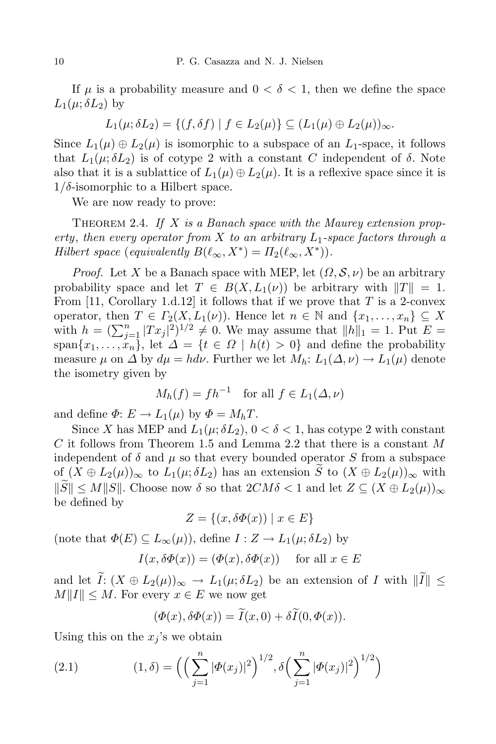If $\mu$ is a probability measure and $0 < \delta < 1$, then we define the space $L_1(\mu; \delta L_2)$ by

$$L_1(\mu; \delta L_2) = \{(f, \delta f) \mid f \in L_2(\mu)\} \subseteq (L_1(\mu) \oplus L_2(\mu))_\infty.$$

Since $L_1(\mu) \oplus L_2(\mu)$ is isomorphic to a subspace of an $L_1$-space, it follows that $L_1(\mu; \delta L_2)$ is of cotype 2 with a constant $C$ independent of $\delta$. Note also that it is a sublattice of $L_1(\mu) \oplus L_2(\mu)$. It is a reflexive space since it is $1/\delta$-isomorphic to a Hilbert space.

We are now ready to prove:

THEOREM 2.4. *If $X$ is a Banach space with the Maurey extension property, then every operator from $X$ to an arbitrary $L_1$-space factors through a Hilbert space* (*equivalently $B(\ell_\infty, X^*) = \Pi_2(\ell_\infty, X^*)$*).

*Proof.* Let $X$ be a Banach space with MEP, let $(\Omega, \mathcal{S}, \nu)$ be an arbitrary probability space and let $T \in B(X, L_1(\nu))$ be arbitrary with $\|T\| = 1$. From [11, Corollary 1.d.12] it follows that if we prove that $T$ is a 2-convex operator, then $T \in \Gamma_2(X, L_1(\nu))$. Hence let $n \in \mathbb{N}$ and $\{x_1, \ldots, x_n\} \subseteq X$ with $h = (\sum_{j=1}^n |Tx_j|^2)^{1/2} \neq 0$. We may assume that $\|h\|_1 = 1$. Put $E = \operatorname{span}\{x_1, \ldots, x_n\}$, let $\Delta = \{t \in \Omega \mid h(t) > 0\}$ and define the probability measure $\mu$ on $\Delta$ by $d\mu = h d\nu$. Further we let $M_h \colon L_1(\Delta, \nu) \to L_1(\mu)$ denote the isometry given by

$$M_h(f) = fh^{-1} \quad \text{for all } f \in L_1(\Delta, \nu)$$

and define $\Phi \colon E \to L_1(\mu)$ by $\Phi = M_h T$.

Since $X$ has MEP and $L_1(\mu; \delta L_2)$, $0 < \delta < 1$, has cotype 2 with constant $C$ it follows from Theorem 1.5 and Lemma 2.2 that there is a constant $M$ independent of $\delta$ and $\mu$ so that every bounded operator $S$ from a subspace of $(X \oplus L_2(\mu))_\infty$ to $L_1(\mu; \delta L_2)$ has an extension $\widetilde{S}$ to $(X \oplus L_2(\mu))_\infty$ with $\|\widetilde{S}\| \le M\|S\|$. Choose now $\delta$ so that $2CM\delta < 1$ and let $Z \subseteq (X \oplus L_2(\mu))_\infty$ be defined by

$$Z = \{(x, \delta\Phi(x)) \mid x \in E\}$$

(note that $\Phi(E) \subseteq L_\infty(\mu)$), define $I : Z \to L_1(\mu; \delta L_2)$ by

$$I(x, \delta\Phi(x)) = (\Phi(x), \delta\Phi(x)) \quad \text{for all } x \in E$$

and let $\widetilde{I} \colon (X \oplus L_2(\mu))_\infty \to L_1(\mu; \delta L_2)$ be an extension of $I$ with $\|\widetilde{I}\| \le M\|I\| \le M$. For every $x \in E$ we now get

$$(\Phi(x), \delta\Phi(x)) = \widetilde{I}(x, 0) + \delta\widetilde{I}(0, \Phi(x)).$$

Using this on the $x_j$'s we obtain

$$(1, \delta) = \Big(\Big(\sum_{j=1}^n |\Phi(x_j)|^2\Big)^{1/2}, \delta\Big(\sum_{j=1}^n |\Phi(x_j)|^2\Big)^{1/2}\Big) \tag{2.1}$$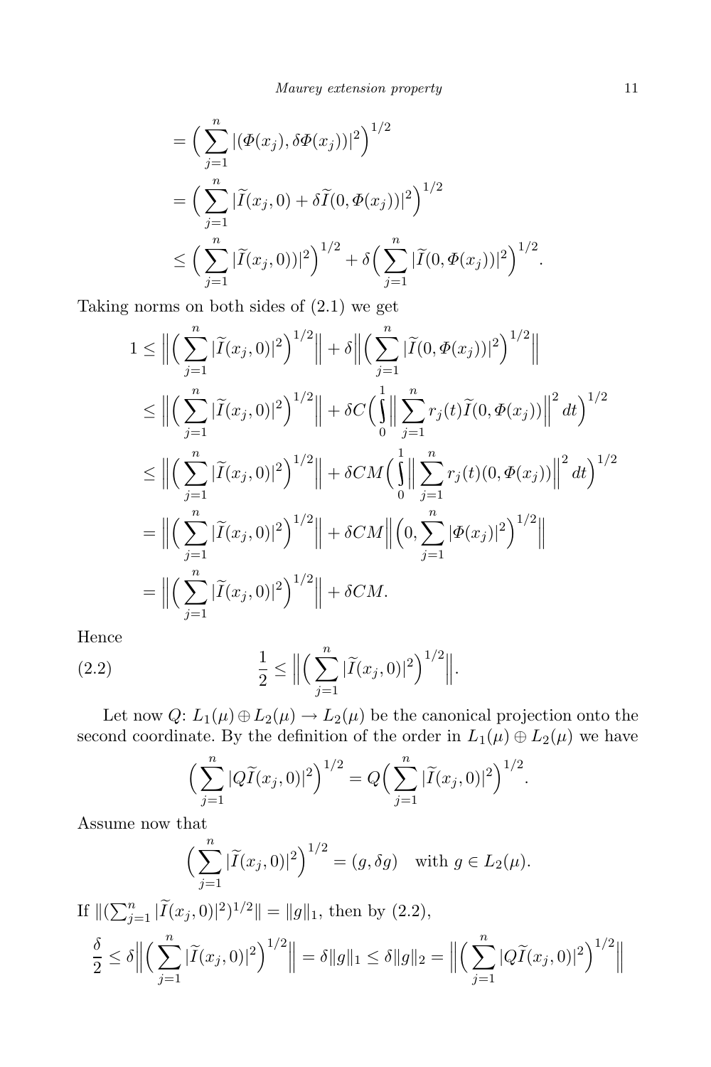$$= \Big( \sum_{j=1}^{n} |(\Phi(x_j), \delta\Phi(x_j))|^2 \Big)^{1/2}$$

$$= \Big( \sum_{j=1}^{n} |\widetilde{I}(x_j, 0) + \delta\widetilde{I}(0, \Phi(x_j))|^2 \Big)^{1/2}$$

$$\le \Big( \sum_{j=1}^{n} |\widetilde{I}(x_j, 0))|^2 \Big)^{1/2} + \delta \Big( \sum_{j=1}^{n} |\widetilde{I}(0, \Phi(x_j))|^2 \Big)^{1/2}.$$

Taking norms on both sides of (2.1) we get

$$\begin{aligned}
1 &\le \Big\| \Big( \sum_{j=1}^{n} |\widetilde{I}(x_j, 0)|^2 \Big)^{1/2} \Big\| + \delta \Big\| \Big( \sum_{j=1}^{n} |\widetilde{I}(0, \Phi(x_j))|^2 \Big)^{1/2} \Big\| \\
&\le \Big\| \Big( \sum_{j=1}^{n} |\widetilde{I}(x_j, 0)|^2 \Big)^{1/2} \Big\| + \delta C \Big( \int_0^1 \Big\| \sum_{j=1}^{n} r_j(t) \widetilde{I}(0, \Phi(x_j)) \Big\|^2 dt \Big)^{1/2} \\
&\le \Big\| \Big( \sum_{j=1}^{n} |\widetilde{I}(x_j, 0)|^2 \Big)^{1/2} \Big\| + \delta C M \Big( \int_0^1 \Big\| \sum_{j=1}^{n} r_j(t) (0, \Phi(x_j)) \Big\|^2 dt \Big)^{1/2} \\
&= \Big\| \Big( \sum_{j=1}^{n} |\widetilde{I}(x_j, 0)|^2 \Big)^{1/2} \Big\| + \delta C M \Big\| \Big( 0, \sum_{j=1}^{n} |\Phi(x_j)|^2 \Big)^{1/2} \Big\| \\
&= \Big\| \Big( \sum_{j=1}^{n} |\widetilde{I}(x_j, 0)|^2 \Big)^{1/2} \Big\| + \delta C M.
\end{aligned}$$

Hence

$$\frac{1}{2} \le \Big\| \Big( \sum_{j=1}^{n} |\widetilde{I}(x_j, 0)|^2 \Big)^{1/2} \Big\|. \tag{2.2}$$

Let now $Q\colon L_1(\mu) \oplus L_2(\mu) \to L_2(\mu)$ be the canonical projection onto the second coordinate. By the definition of the order in $L_1(\mu) \oplus L_2(\mu)$ we have

$$\Big( \sum_{j=1}^{n} |Q\widetilde{I}(x_j, 0)|^2 \Big)^{1/2} = Q \Big( \sum_{j=1}^{n} |\widetilde{I}(x_j, 0)|^2 \Big)^{1/2}.$$

Assume now that

$$\Big( \sum_{j=1}^{n} |\widetilde{I}(x_j, 0)|^2 \Big)^{1/2} = (g, \delta g) \quad \text{with } g \in L_2(\mu).$$

If $\|(\sum_{j=1}^{n} |\widetilde{I}(x_j, 0)|^2)^{1/2}\| = \|g\|_1$, then by (2.2),

$$\frac{\delta}{2} \le \delta \Big\| \Big( \sum_{j=1}^{n} |\widetilde{I}(x_j, 0)|^2 \Big)^{1/2} \Big\| = \delta \|g\|_1 \le \delta \|g\|_2 = \Big\| \Big( \sum_{j=1}^{n} |Q\widetilde{I}(x_j, 0)|^2 \Big)^{1/2} \Big\|$$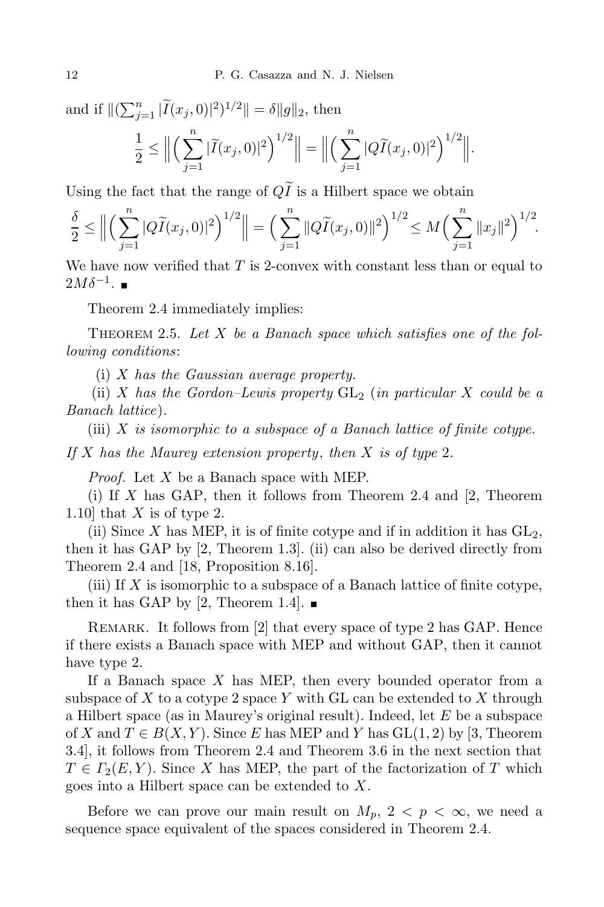and if $\|(\sum_{j=1}^n |\widetilde{I}(x_j,0)|^2)^{1/2}\| = \delta\|g\|_2$, then

$$\frac{1}{2} \le \Big\| \Big( \sum_{j=1}^n |\widetilde{I}(x_j,0)|^2 \Big)^{1/2} \Big\| = \Big\| \Big( \sum_{j=1}^n |Q\widetilde{I}(x_j,0)|^2 \Big)^{1/2} \Big\|.$$

Using the fact that the range of $Q\widetilde{I}$ is a Hilbert space we obtain

$$\frac{\delta}{2} \le \Big\| \Big( \sum_{j=1}^n |Q\widetilde{I}(x_j,0)|^2 \Big)^{1/2} \Big\| = \Big( \sum_{j=1}^n \|Q\widetilde{I}(x_j,0)\|^2 \Big)^{1/2} \le M \Big( \sum_{j=1}^n \|x_j\|^2 \Big)^{1/2}.$$

We have now verified that $T$ is 2-convex with constant less than or equal to $2M\delta^{-1}$. ■

Theorem 2.4 immediately implies:

Theorem 2.5. *Let $X$ be a Banach space which satisfies one of the following conditions*:

(i) *$X$ has the Gaussian average property.*

(ii) *$X$ has the Gordon–Lewis property $\mathrm{GL}_2$ (in particular $X$ could be a Banach lattice).*

(iii) *$X$ is isomorphic to a subspace of a Banach lattice of finite cotype.*

*If $X$ has the Maurey extension property, then $X$ is of type 2.*

*Proof.* Let $X$ be a Banach space with MEP.

(i) If $X$ has GAP, then it follows from Theorem 2.4 and [2, Theorem 1.10] that $X$ is of type 2.

(ii) Since $X$ has MEP, it is of finite cotype and if in addition it has $\mathrm{GL}_2$, then it has GAP by [2, Theorem 1.3]. (ii) can also be derived directly from Theorem 2.4 and [18, Proposition 8.16].

(iii) If $X$ is isomorphic to a subspace of a Banach lattice of finite cotype, then it has GAP by [2, Theorem 1.4]. ■

Remark. It follows from [2] that every space of type 2 has GAP. Hence if there exists a Banach space with MEP and without GAP, then it cannot have type 2.

If a Banach space $X$ has MEP, then every bounded operator from a subspace of $X$ to a cotype 2 space $Y$ with GL can be extended to $X$ through a Hilbert space (as in Maurey's original result). Indeed, let $E$ be a subspace of $X$ and $T \in B(X,Y)$. Since $E$ has MEP and $Y$ has $\mathrm{GL}(1,2)$ by [3, Theorem 3.4], it follows from Theorem 2.4 and Theorem 3.6 in the next section that $T \in \Gamma_2(E,Y)$. Since $X$ has MEP, the part of the factorization of $T$ which goes into a Hilbert space can be extended to $X$.

Before we can prove our main result on $M_p$, $2 < p < \infty$, we need a sequence space equivalent of the spaces considered in Theorem 2.4.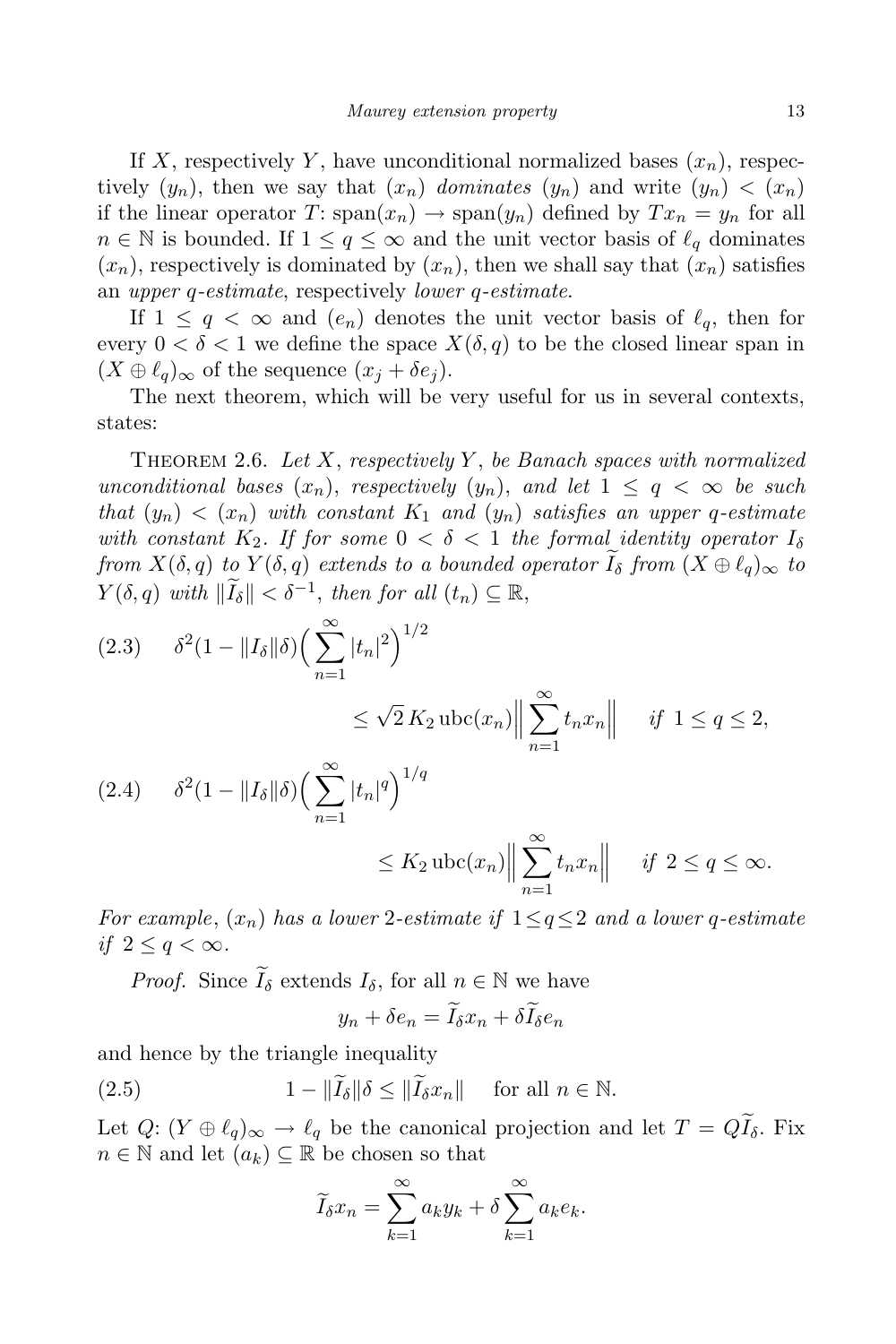If $X$, respectively $Y$, have unconditional normalized bases $(x_n)$, respectively $(y_n)$, then we say that $(x_n)$ *dominates* $(y_n)$ and write $(y_n) < (x_n)$ if the linear operator $T$: $\operatorname{span}(x_n) \to \operatorname{span}(y_n)$ defined by $Tx_n = y_n$ for all $n \in \mathbb{N}$ is bounded. If $1 \le q \le \infty$ and the unit vector basis of $\ell_q$ dominates $(x_n)$, respectively is dominated by $(x_n)$, then we shall say that $(x_n)$ satisfies an *upper q-estimate*, respectively *lower q-estimate*.

If $1 \le q < \infty$ and $(e_n)$ denotes the unit vector basis of $\ell_q$, then for every $0 < \delta < 1$ we define the space $X(\delta, q)$ to be the closed linear span in $(X \oplus \ell_q)_\infty$ of the sequence $(x_j + \delta e_j)$.

The next theorem, which will be very useful for us in several contexts, states:

THEOREM 2.6. *Let $X$, respectively $Y$, be Banach spaces with normalized unconditional bases $(x_n)$, respectively $(y_n)$, and let $1 \le q < \infty$ be such that $(y_n) < (x_n)$ with constant $K_1$ and $(y_n)$ satisfies an upper $q$-estimate with constant $K_2$. If for some $0 < \delta < 1$ the formal identity operator $I_\delta$ from $X(\delta, q)$ to $Y(\delta, q)$ extends to a bounded operator $\widetilde{I}_\delta$ from $(X \oplus \ell_q)_\infty$ to $Y(\delta, q)$ with $\|\widetilde{I}_\delta\| < \delta^{-1}$, then for all $(t_n) \subseteq \mathbb{R}$,*

$$\delta^2(1 - \|I_\delta\|\delta)\Big(\sum_{n=1}^{\infty} |t_n|^2\Big)^{1/2} \le \sqrt{2}\, K_2 \operatorname{ubc}(x_n)\Big\|\sum_{n=1}^{\infty} t_n x_n\Big\| \quad \text{if } 1 \le q \le 2, \tag{2.3}$$

$$\delta^2(1 - \|I_\delta\|\delta)\Big(\sum_{n=1}^{\infty} |t_n|^q\Big)^{1/q} \le K_2 \operatorname{ubc}(x_n)\Big\|\sum_{n=1}^{\infty} t_n x_n\Big\| \quad \text{if } 2 \le q \le \infty. \tag{2.4}$$

*For example, $(x_n)$ has a lower 2-estimate if $1 \le q \le 2$ and a lower $q$-estimate if $2 \le q < \infty$.*

*Proof.* Since $\widetilde{I}_\delta$ extends $I_\delta$, for all $n \in \mathbb{N}$ we have

$$y_n + \delta e_n = \widetilde{I}_\delta x_n + \delta \widetilde{I}_\delta e_n$$

and hence by the triangle inequality

$$1 - \|\widetilde{I}_\delta\|\delta \le \|\widetilde{I}_\delta x_n\| \quad \text{for all } n \in \mathbb{N}. \tag{2.5}$$

Let $Q$: $(Y \oplus \ell_q)_\infty \to \ell_q$ be the canonical projection and let $T = Q\widetilde{I}_\delta$. Fix $n \in \mathbb{N}$ and let $(a_k) \subseteq \mathbb{R}$ be chosen so that

$$\widetilde{I}_\delta x_n = \sum_{k=1}^{\infty} a_k y_k + \delta \sum_{k=1}^{\infty} a_k e_k.$$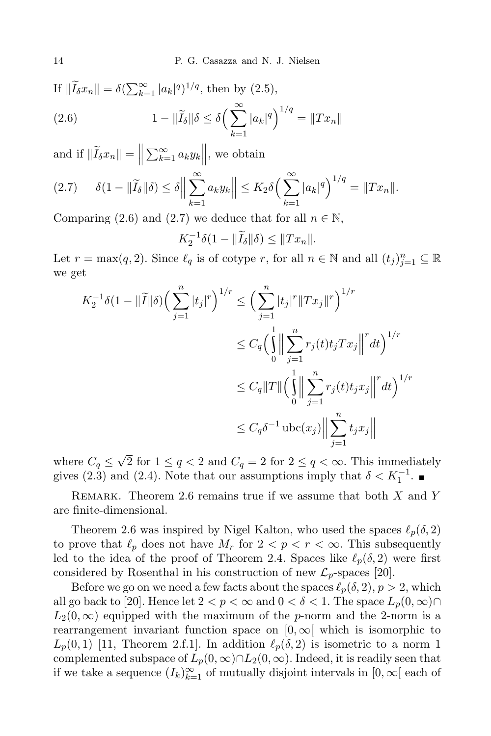If $\|\widetilde{I}_\delta x_n\| = \delta(\sum_{k=1}^\infty |a_k|^q)^{1/q}$, then by (2.5),

$$1 - \|\widetilde{I}_\delta\|\delta \le \delta\Big(\sum_{k=1}^\infty |a_k|^q\Big)^{1/q} = \|Tx_n\| \tag{2.6}$$

and if $\|\widetilde{I}_\delta x_n\| = \Big\|\sum_{k=1}^\infty a_k y_k\Big\|$, we obtain

$$\delta(1 - \|\widetilde{I}_\delta\|\delta) \le \delta\Big\|\sum_{k=1}^\infty a_k y_k\Big\| \le K_2\delta\Big(\sum_{k=1}^\infty |a_k|^q\Big)^{1/q} = \|Tx_n\|. \tag{2.7}$$

Comparing (2.6) and (2.7) we deduce that for all $n \in \mathbb{N}$,

$$K_2^{-1}\delta(1 - \|\widetilde{I}_\delta\|\delta) \le \|Tx_n\|.$$

Let $r = \max(q, 2)$. Since $\ell_q$ is of cotype $r$, for all $n \in \mathbb{N}$ and all $(t_j)_{j=1}^n \subseteq \mathbb{R}$ we get

$$\begin{aligned}
K_2^{-1}\delta(1 - \|\widetilde{I}\|\delta)\Big(\sum_{j=1}^n |t_j|^r\Big)^{1/r} &\le \Big(\sum_{j=1}^n |t_j|^r \|Tx_j\|^r\Big)^{1/r} \\
&\le C_q\Big(\int_0^1 \Big\|\sum_{j=1}^n r_j(t) t_j T x_j\Big\|^r dt\Big)^{1/r} \\
&\le C_q\|T\|\Big(\int_0^1 \Big\|\sum_{j=1}^n r_j(t) t_j x_j\Big\|^r dt\Big)^{1/r} \\
&\le C_q\delta^{-1}\operatorname{ubc}(x_j)\Big\|\sum_{j=1}^n t_j x_j\Big\|
\end{aligned}$$

where $C_q \le \sqrt{2}$ for $1 \le q < 2$ and $C_q = 2$ for $2 \le q < \infty$. This immediately gives (2.3) and (2.4). Note that our assumptions imply that $\delta < K_1^{-1}$. ∎

Remark. Theorem 2.6 remains true if we assume that both $X$ and $Y$ are finite-dimensional.

Theorem 2.6 was inspired by Nigel Kalton, who used the spaces $\ell_p(\delta, 2)$ to prove that $\ell_p$ does not have $M_r$ for $2 < p < r < \infty$. This subsequently led to the idea of the proof of Theorem 2.4. Spaces like $\ell_p(\delta, 2)$ were first considered by Rosenthal in his construction of new $\mathcal{L}_p$-spaces [20].

Before we go on we need a few facts about the spaces $\ell_p(\delta, 2)$, $p > 2$, which all go back to [20]. Hence let $2 < p < \infty$ and $0 < \delta < 1$. The space $L_p(0,\infty) \cap L_2(0,\infty)$ equipped with the maximum of the $p$-norm and the 2-norm is a rearrangement invariant function space on $[0,\infty[$ which is isomorphic to $L_p(0,1)$ [11, Theorem 2.f.1]. In addition $\ell_p(\delta, 2)$ is isometric to a norm 1 complemented subspace of $L_p(0,\infty) \cap L_2(0,\infty)$. Indeed, it is readily seen that if we take a sequence $(I_k)_{k=1}^\infty$ of mutually disjoint intervals in $[0,\infty[$ each of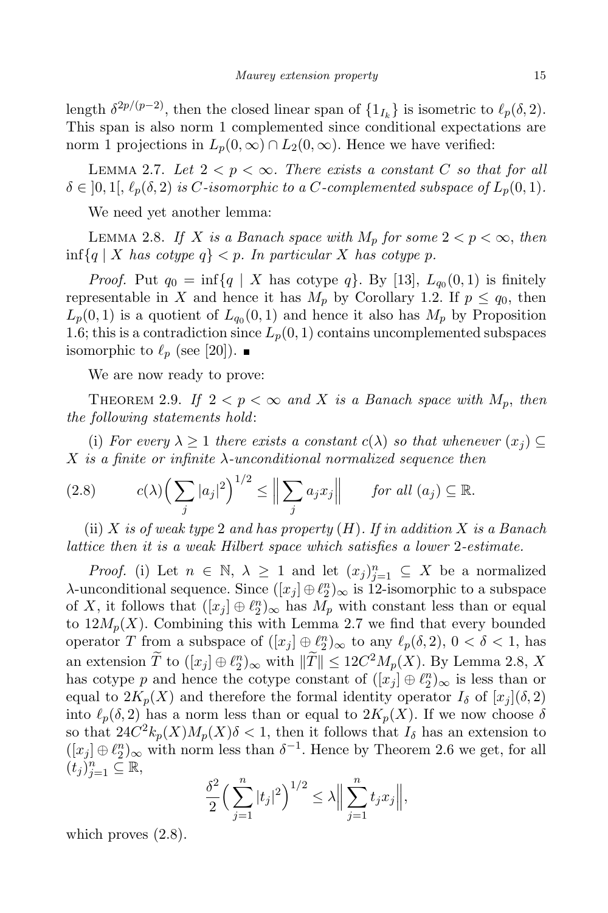length $\delta^{2p/(p-2)}$, then the closed linear span of $\{1_{I_k}\}$ is isometric to $\ell_p(\delta, 2)$. This span is also norm 1 complemented since conditional expectations are norm 1 projections in $L_p(0,\infty) \cap L_2(0,\infty)$. Hence we have verified:

Lemma 2.7. *Let $2 < p < \infty$. There exists a constant $C$ so that for all $\delta \in ]0,1[$, $\ell_p(\delta,2)$ is $C$-isomorphic to a $C$-complemented subspace of $L_p(0,1)$.*

We need yet another lemma:

Lemma 2.8. *If $X$ is a Banach space with $M_p$ for some $2 < p < \infty$, then $\inf\{q \mid X \text{ has cotype } q\} < p$. In particular $X$ has cotype $p$.*

*Proof.* Put $q_0 = \inf\{q \mid X \text{ has cotype } q\}$. By [13], $L_{q_0}(0,1)$ is finitely representable in $X$ and hence it has $M_p$ by Corollary 1.2. If $p \le q_0$, then $L_p(0,1)$ is a quotient of $L_{q_0}(0,1)$ and hence it also has $M_p$ by Proposition 1.6; this is a contradiction since $L_p(0,1)$ contains uncomplemented subspaces isomorphic to $\ell_p$ (see [20]). ∎

We are now ready to prove:

Theorem 2.9. *If $2 < p < \infty$ and $X$ is a Banach space with $M_p$, then the following statements hold*:

(i) *For every $\lambda \ge 1$ there exists a constant $c(\lambda)$ so that whenever $(x_j) \subseteq X$ is a finite or infinite $\lambda$-unconditional normalized sequence then*

$$c(\lambda)\Big(\sum_j |a_j|^2\Big)^{1/2} \le \Big\|\sum_j a_j x_j\Big\| \qquad \textit{for all } (a_j) \subseteq \mathbb{R}. \tag{2.8}$$

(ii) *$X$ is of weak type 2 and has property $(H)$. If in addition $X$ is a Banach lattice then it is a weak Hilbert space which satisfies a lower 2-estimate.*

*Proof.* (i) Let $n \in \mathbb{N}$, $\lambda \ge 1$ and let $(x_j)_{j=1}^n \subseteq X$ be a normalized $\lambda$-unconditional sequence. Since $([x_j] \oplus \ell_2^n)_\infty$ is 12-isomorphic to a subspace of $X$, it follows that $([x_j] \oplus \ell_2^n)_\infty$ has $M_p$ with constant less than or equal to $12M_p(X)$. Combining this with Lemma 2.7 we find that every bounded operator $T$ from a subspace of $([x_j] \oplus \ell_2^n)_\infty$ to any $\ell_p(\delta,2)$, $0<\delta<1$, has an extension $\widetilde{T}$ to $([x_j] \oplus \ell_2^n)_\infty$ with $\|\widetilde{T}\| \le 12C^2M_p(X)$. By Lemma 2.8, $X$ has cotype $p$ and hence the cotype constant of $([x_j] \oplus \ell_2^n)_\infty$ is less than or equal to $2K_p(X)$ and therefore the formal identity operator $I_\delta$ of $[x_j](\delta,2)$ into $\ell_p(\delta,2)$ has a norm less than or equal to $2K_p(X)$. If we now choose $\delta$ so that $24C^2k_p(X)M_p(X)\delta < 1$, then it follows that $I_\delta$ has an extension to $([x_j] \oplus \ell_2^n)_\infty$ with norm less than $\delta^{-1}$. Hence by Theorem 2.6 we get, for all $(t_j)_{j=1}^n \subseteq \mathbb{R}$,

$$\frac{\delta^2}{2}\Big(\sum_{j=1}^n |t_j|^2\Big)^{1/2} \le \lambda\Big\|\sum_{j=1}^n t_j x_j\Big\|,$$

which proves (2.8).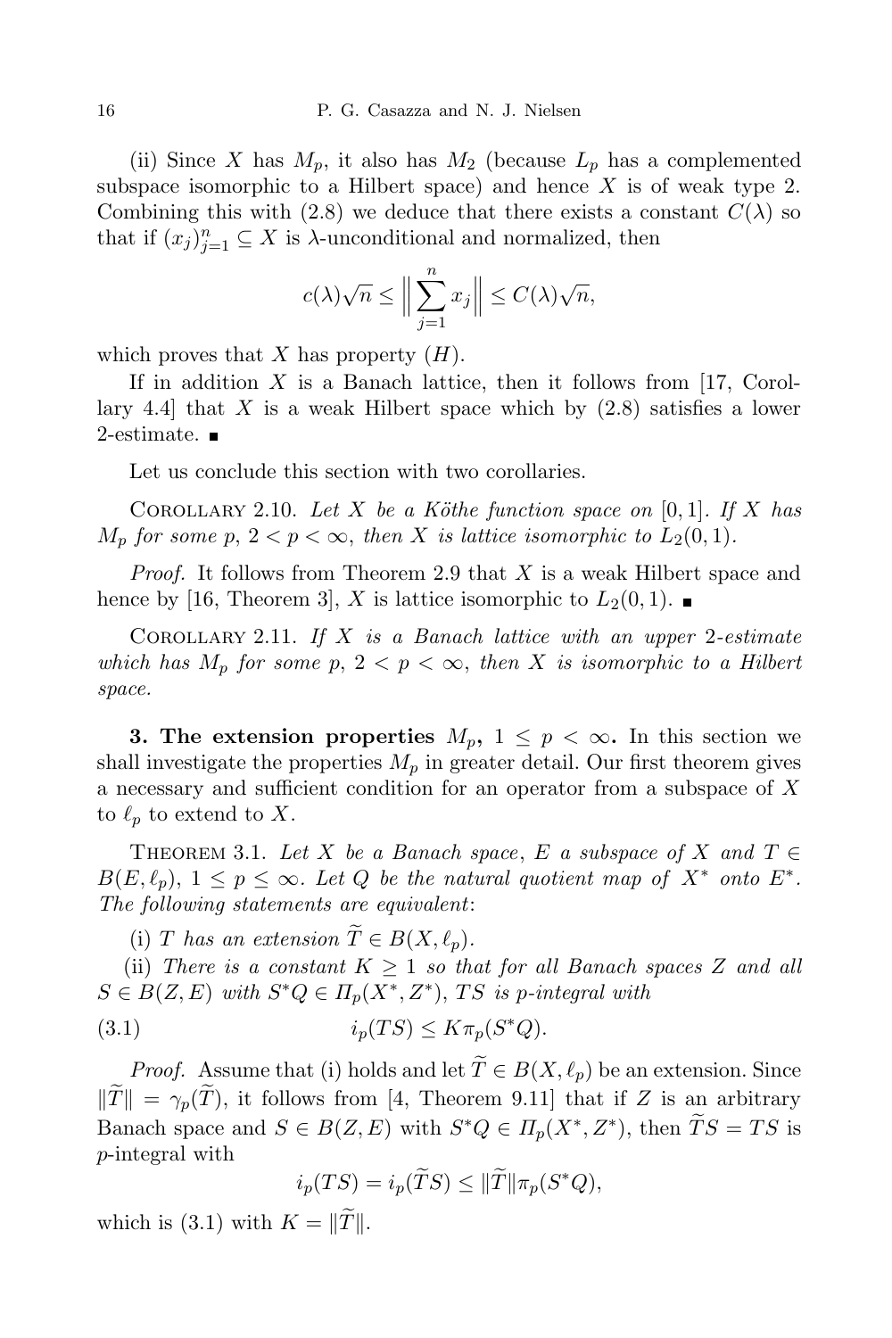(ii) Since $X$ has $M_p$, it also has $M_2$ (because $L_p$ has a complemented subspace isomorphic to a Hilbert space) and hence $X$ is of weak type 2. Combining this with (2.8) we deduce that there exists a constant $C(\lambda)$ so that if $(x_j)_{j=1}^n \subseteq X$ is $\lambda$-unconditional and normalized, then

$$c(\lambda)\sqrt{n} \le \Big\| \sum_{j=1}^n x_j \Big\| \le C(\lambda)\sqrt{n},$$

which proves that $X$ has property $(H)$.

If in addition $X$ is a Banach lattice, then it follows from [17, Corollary 4.4] that $X$ is a weak Hilbert space which by (2.8) satisfies a lower 2-estimate. ■

Let us conclude this section with two corollaries.

Corollary 2.10. *Let $X$ be a Köthe function space on $[0,1]$. If $X$ has $M_p$ for some $p$, $2 < p < \infty$, then $X$ is lattice isomorphic to $L_2(0,1)$.*

*Proof.* It follows from Theorem 2.9 that $X$ is a weak Hilbert space and hence by [16, Theorem 3], $X$ is lattice isomorphic to $L_2(0,1)$. ■

Corollary 2.11. *If $X$ is a Banach lattice with an upper 2-estimate which has $M_p$ for some $p$, $2 < p < \infty$, then $X$ is isomorphic to a Hilbert space.*

## 3. The extension properties $M_p$, $1 \le p < \infty$.

In this section we shall investigate the properties $M_p$ in greater detail. Our first theorem gives a necessary and sufficient condition for an operator from a subspace of $X$ to $\ell_p$ to extend to $X$.

Theorem 3.1. *Let $X$ be a Banach space, $E$ a subspace of $X$ and $T \in B(E, \ell_p)$, $1 \le p \le \infty$. Let $Q$ be the natural quotient map of $X^*$ onto $E^*$. The following statements are equivalent*:

(i) *$T$ has an extension $\widetilde{T} \in B(X, \ell_p)$.*

(ii) *There is a constant $K \ge 1$ so that for all Banach spaces $Z$ and all $S \in B(Z, E)$ with $S^*Q \in \Pi_p(X^*, Z^*)$, $TS$ is $p$-integral with*

$$i_p(TS) \le K\pi_p(S^*Q). \tag{3.1}$$

*Proof.* Assume that (i) holds and let $\widetilde{T} \in B(X, \ell_p)$ be an extension. Since $\|\widetilde{T}\| = \gamma_p(\widetilde{T})$, it follows from [4, Theorem 9.11] that if $Z$ is an arbitrary Banach space and $S \in B(Z, E)$ with $S^*Q \in \Pi_p(X^*, Z^*)$, then $\widetilde{T}S = TS$ is $p$-integral with

$$i_p(TS) = i_p(\widetilde{T}S) \le \|\widetilde{T}\|\pi_p(S^*Q),$$

which is (3.1) with $K = \|\widetilde{T}\|$.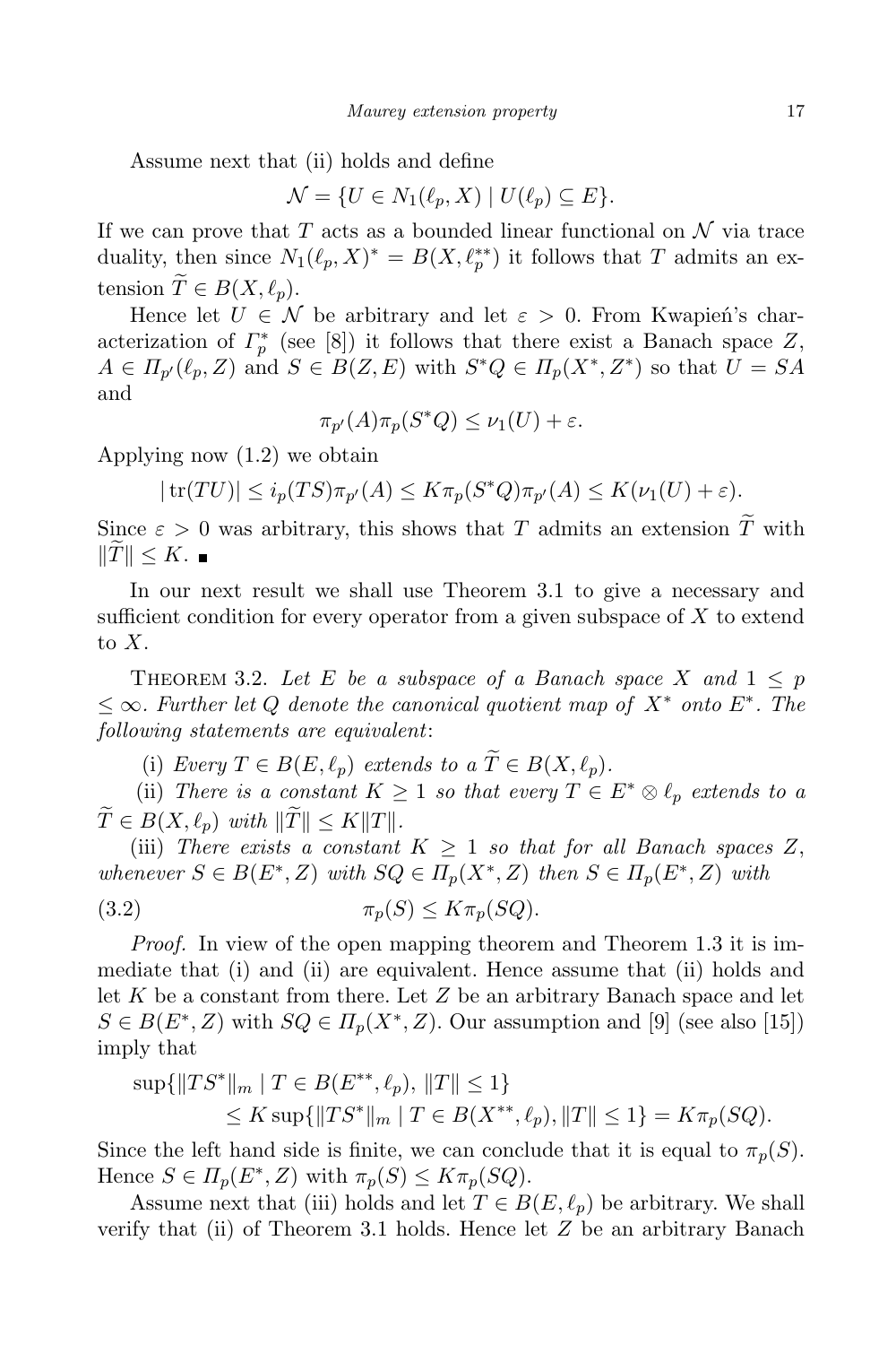Assume next that (ii) holds and define

$$\mathcal{N} = \{U \in N_1(\ell_p, X) \mid U(\ell_p) \subseteq E\}.$$

If we can prove that $T$ acts as a bounded linear functional on $\mathcal{N}$ via trace duality, then since $N_1(\ell_p, X)^* = B(X, \ell_p^{**})$ it follows that $T$ admits an extension $\widetilde{T} \in B(X, \ell_p)$.

Hence let $U \in \mathcal{N}$ be arbitrary and let $\varepsilon > 0$. From Kwapień's characterization of $\Gamma_p^*$ (see [8]) it follows that there exist a Banach space $Z$, $A \in \Pi_{p'}(\ell_p, Z)$ and $S \in B(Z, E)$ with $S^*Q \in \Pi_p(X^*, Z^*)$ so that $U = SA$ and

$$\pi_{p'}(A)\pi_p(S^*Q) \le \nu_1(U) + \varepsilon.$$

Applying now (1.2) we obtain

$$|\operatorname{tr}(TU)| \le i_p(TS)\pi_{p'}(A) \le K\pi_p(S^*Q)\pi_{p'}(A) \le K(\nu_1(U) + \varepsilon).$$

Since $\varepsilon > 0$ was arbitrary, this shows that $T$ admits an extension $\widetilde{T}$ with $\|\widetilde{T}\| \le K$. ■

In our next result we shall use Theorem 3.1 to give a necessary and sufficient condition for every operator from a given subspace of $X$ to extend to $X$.

THEOREM 3.2. *Let $E$ be a subspace of a Banach space $X$ and $1 \le p \le \infty$. Further let $Q$ denote the canonical quotient map of $X^*$ onto $E^*$. The following statements are equivalent*:

(i) *Every $T \in B(E, \ell_p)$ extends to a $\widetilde{T} \in B(X, \ell_p)$.*

(ii) *There is a constant $K \ge 1$ so that every $T \in E^* \otimes \ell_p$ extends to a $\widetilde{T} \in B(X, \ell_p)$ with $\|\widetilde{T}\| \le K\|T\|$.*

(iii) *There exists a constant $K \ge 1$ so that for all Banach spaces $Z$, whenever $S \in B(E^*, Z)$ with $SQ \in \Pi_p(X^*, Z)$ then $S \in \Pi_p(E^*, Z)$ with*

$$\pi_p(S) \le K\pi_p(SQ). \tag{3.2}$$

*Proof.* In view of the open mapping theorem and Theorem 1.3 it is immediate that (i) and (ii) are equivalent. Hence assume that (ii) holds and let $K$ be a constant from there. Let $Z$ be an arbitrary Banach space and let $S \in B(E^*, Z)$ with $SQ \in \Pi_p(X^*, Z)$. Our assumption and [9] (see also [15]) imply that

$$\begin{aligned}
\sup\{\|TS^*\|_m \mid T \in B(E^{**}, \ell_p),\ \|T\| \le 1\} \\
\le K \sup\{\|TS^*\|_m \mid T \in B(X^{**}, \ell_p), \|T\| \le 1\} = K\pi_p(SQ).
\end{aligned}$$

Since the left hand side is finite, we can conclude that it is equal to $\pi_p(S)$. Hence $S \in \Pi_p(E^*, Z)$ with $\pi_p(S) \le K\pi_p(SQ)$.

Assume next that (iii) holds and let $T \in B(E, \ell_p)$ be arbitrary. We shall verify that (ii) of Theorem 3.1 holds. Hence let $Z$ be an arbitrary Banach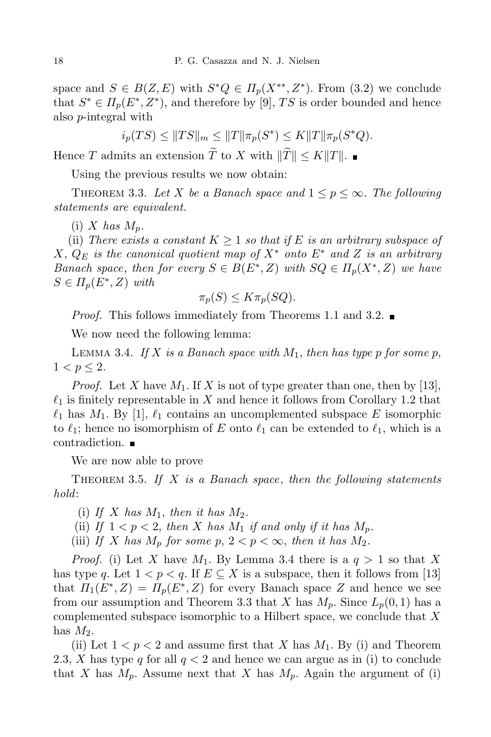space and $S \in B(Z, E)$ with $S^*Q \in \Pi_p(X^{**}, Z^*)$. From (3.2) we conclude that $S^* \in \Pi_p(E^*, Z^*)$, and therefore by [9], $TS$ is order bounded and hence also $p$-integral with

$$i_p(TS) \leq \|TS\|_m \leq \|T\|\pi_p(S^*) \leq K\|T\|\pi_p(S^*Q).$$

Hence $T$ admits an extension $\widetilde{T}$ to $X$ with $\|\widetilde{T}\| \leq K\|T\|$. ∎

Using the previous results we now obtain:

THEOREM 3.3. *Let $X$ be a Banach space and $1 \leq p \leq \infty$. The following statements are equivalent.*

(i) *$X$ has $M_p$.*

(ii) *There exists a constant $K \geq 1$ so that if $E$ is an arbitrary subspace of $X$, $Q_E$ is the canonical quotient map of $X^*$ onto $E^*$ and $Z$ is an arbitrary Banach space, then for every $S \in B(E^*, Z)$ with $SQ \in \Pi_p(X^*, Z)$ we have $S \in \Pi_p(E^*, Z)$ with*

$$\pi_p(S) \leq K\pi_p(SQ).$$

*Proof.* This follows immediately from Theorems 1.1 and 3.2. ∎

We now need the following lemma:

LEMMA 3.4. *If $X$ is a Banach space with $M_1$, then has type $p$ for some $p$, $1 < p \leq 2$.*

*Proof.* Let $X$ have $M_1$. If $X$ is not of type greater than one, then by [13], $\ell_1$ is finitely representable in $X$ and hence it follows from Corollary 1.2 that $\ell_1$ has $M_1$. By [1], $\ell_1$ contains an uncomplemented subspace $E$ isomorphic to $\ell_1$; hence no isomorphism of $E$ onto $\ell_1$ can be extended to $\ell_1$, which is a contradiction. ∎

We are now able to prove

THEOREM 3.5. *If $X$ is a Banach space, then the following statements hold*:

(i) *If $X$ has $M_1$, then it has $M_2$.*

(ii) *If $1 < p < 2$, then $X$ has $M_1$ if and only if it has $M_p$.*

(iii) *If $X$ has $M_p$ for some $p$, $2 < p < \infty$, then it has $M_2$.*

*Proof.* (i) Let $X$ have $M_1$. By Lemma 3.4 there is a $q > 1$ so that $X$ has type $q$. Let $1 < p < q$. If $E \subseteq X$ is a subspace, then it follows from [13] that $\Pi_1(E^*, Z) = \Pi_p(E^*, Z)$ for every Banach space $Z$ and hence we see from our assumption and Theorem 3.3 that $X$ has $M_p$. Since $L_p(0,1)$ has a complemented subspace isomorphic to a Hilbert space, we conclude that $X$ has $M_2$.

(ii) Let $1 < p < 2$ and assume first that $X$ has $M_1$. By (i) and Theorem 2.3, $X$ has type $q$ for all $q < 2$ and hence we can argue as in (i) to conclude that $X$ has $M_p$. Assume next that $X$ has $M_p$. Again the argument of (i)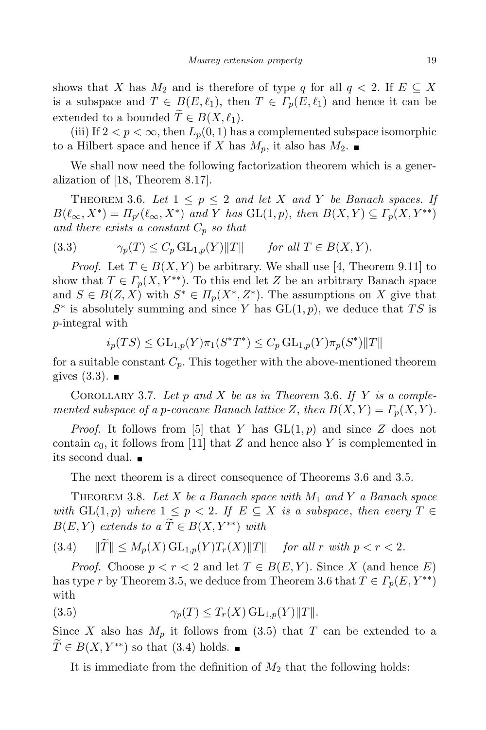shows that $X$ has $M_2$ and is therefore of type $q$ for all $q < 2$. If $E \subseteq X$ is a subspace and $T \in B(E, \ell_1)$, then $T \in \Gamma_p(E, \ell_1)$ and hence it can be extended to a bounded $\widetilde{T} \in B(X, \ell_1)$.

(iii) If $2 < p < \infty$, then $L_p(0,1)$ has a complemented subspace isomorphic to a Hilbert space and hence if $X$ has $M_p$, it also has $M_2$. ∎

We shall now need the following factorization theorem which is a generalization of [18, Theorem 8.17].

Theorem 3.6. *Let $1 \le p \le 2$ and let $X$ and $Y$ be Banach spaces. If $B(\ell_\infty, X^*) = \Pi_{p'}(\ell_\infty, X^*)$ and $Y$ has $\mathrm{GL}(1,p)$, then $B(X,Y) \subseteq \Gamma_p(X, Y^{**})$ and there exists a constant $C_p$ so that*

$$\gamma_p(T) \le C_p \,\mathrm{GL}_{1,p}(Y)\|T\| \qquad \text{for all } T \in B(X,Y). \tag{3.3}$$

*Proof.* Let $T \in B(X,Y)$ be arbitrary. We shall use [4, Theorem 9.11] to show that $T \in \Gamma_p(X, Y^{**})$. To this end let $Z$ be an arbitrary Banach space and $S \in B(Z, X)$ with $S^* \in \Pi_p(X^*, Z^*)$. The assumptions on $X$ give that $S^*$ is absolutely summing and since $Y$ has $\mathrm{GL}(1,p)$, we deduce that $TS$ is $p$-integral with

$$i_p(TS) \le \mathrm{GL}_{1,p}(Y)\pi_1(S^*T^*) \le C_p \,\mathrm{GL}_{1,p}(Y)\pi_p(S^*)\|T\|$$

for a suitable constant $C_p$. This together with the above-mentioned theorem gives (3.3). ∎

Corollary 3.7. *Let $p$ and $X$ be as in Theorem 3.6. If $Y$ is a complemented subspace of a $p$-concave Banach lattice $Z$, then $B(X,Y) = \Gamma_p(X,Y)$.*

*Proof.* It follows from [5] that $Y$ has $\mathrm{GL}(1,p)$ and since $Z$ does not contain $c_0$, it follows from [11] that $Z$ and hence also $Y$ is complemented in its second dual. ∎

The next theorem is a direct consequence of Theorems 3.6 and 3.5.

Theorem 3.8. *Let $X$ be a Banach space with $M_1$ and $Y$ a Banach space with $\mathrm{GL}(1,p)$ where $1 \le p < 2$. If $E \subseteq X$ is a subspace, then every $T \in B(E,Y)$ extends to a $\widetilde{T} \in B(X, Y^{**})$ with*

$$\|\widetilde{T}\| \le M_p(X)\,\mathrm{GL}_{1,p}(Y) T_r(X)\|T\| \quad \text{for all } r \text{ with } p < r < 2. \tag{3.4}$$

*Proof.* Choose $p < r < 2$ and let $T \in B(E,Y)$. Since $X$ (and hence $E$) has type $r$ by Theorem 3.5, we deduce from Theorem 3.6 that $T \in \Gamma_p(E, Y^{**})$ with

$$\gamma_p(T) \le T_r(X)\,\mathrm{GL}_{1,p}(Y)\|T\|. \tag{3.5}$$

Since $X$ also has $M_p$ it follows from (3.5) that $T$ can be extended to a $\widetilde{T} \in B(X, Y^{**})$ so that (3.4) holds. ∎

It is immediate from the definition of $M_2$ that the following holds: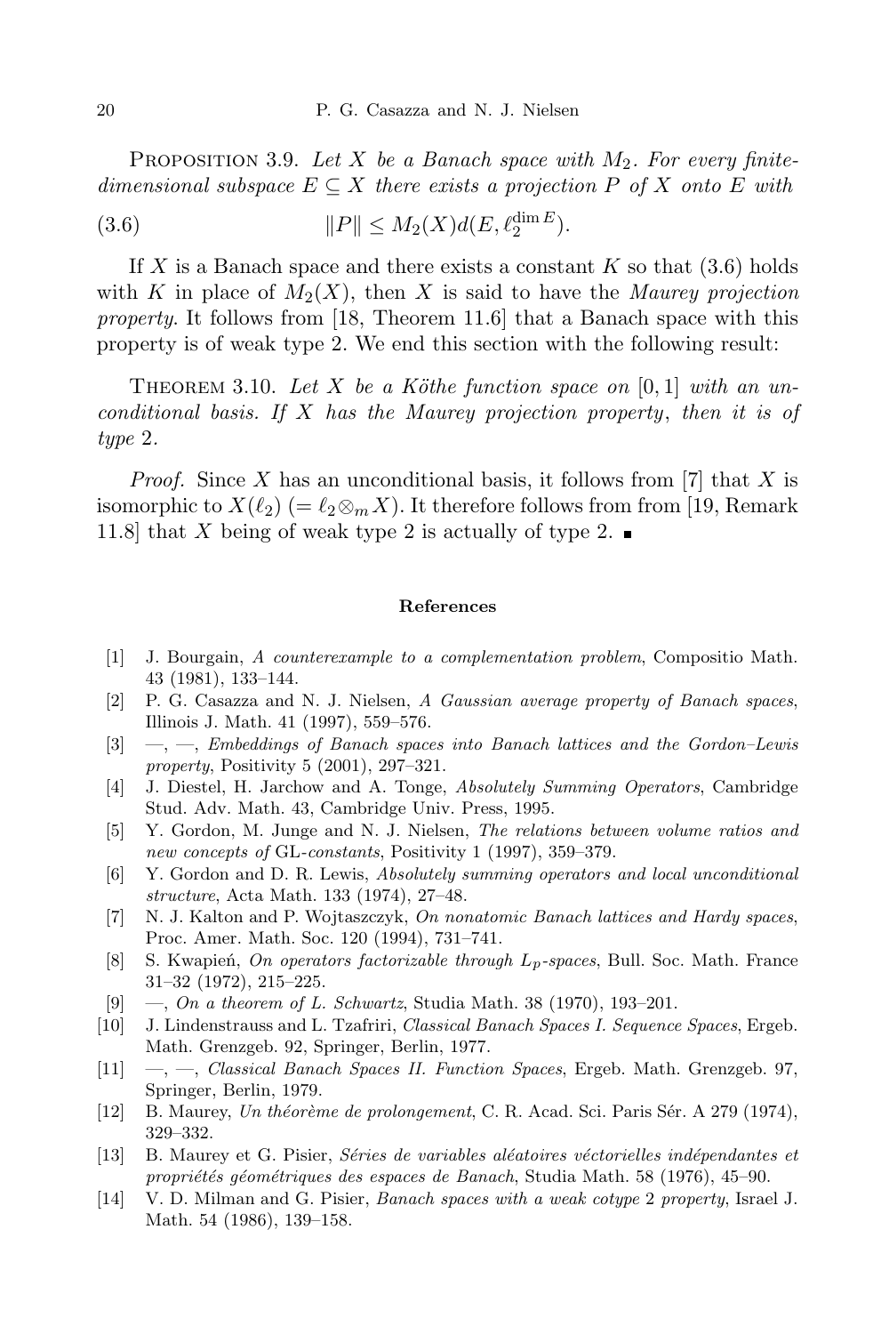Proposition 3.9. *Let $X$ be a Banach space with $M_2$. For every finite-dimensional subspace $E \subseteq X$ there exists a projection $P$ of $X$ onto $E$ with*

$$\|P\| \le M_2(X) d(E, \ell_2^{\dim E}). \tag{3.6}$$

If $X$ is a Banach space and there exists a constant $K$ so that (3.6) holds with $K$ in place of $M_2(X)$, then $X$ is said to have the *Maurey projection property*. It follows from [18, Theorem 11.6] that a Banach space with this property is of weak type 2. We end this section with the following result:

Theorem 3.10. *Let $X$ be a Köthe function space on $[0,1]$ with an unconditional basis. If $X$ has the Maurey projection property, then it is of type 2.*

*Proof.* Since $X$ has an unconditional basis, it follows from [7] that $X$ is isomorphic to $X(\ell_2)$ $(= \ell_2 \otimes_m X)$. It therefore follows from from [19, Remark 11.8] that $X$ being of weak type 2 is actually of type 2. ∎

## References

[1] J. Bourgain, *A counterexample to a complementation problem*, Compositio Math. 43 (1981), 133–144.

[2] P. G. Casazza and N. J. Nielsen, *A Gaussian average property of Banach spaces*, Illinois J. Math. 41 (1997), 559–576.

[3] —, —, *Embeddings of Banach spaces into Banach lattices and the Gordon–Lewis property*, Positivity 5 (2001), 297–321.

[4] J. Diestel, H. Jarchow and A. Tonge, *Absolutely Summing Operators*, Cambridge Stud. Adv. Math. 43, Cambridge Univ. Press, 1995.

[5] Y. Gordon, M. Junge and N. J. Nielsen, *The relations between volume ratios and new concepts of* GL*-constants*, Positivity 1 (1997), 359–379.

[6] Y. Gordon and D. R. Lewis, *Absolutely summing operators and local unconditional structure*, Acta Math. 133 (1974), 27–48.

[7] N. J. Kalton and P. Wojtaszczyk, *On nonatomic Banach lattices and Hardy spaces*, Proc. Amer. Math. Soc. 120 (1994), 731–741.

[8] S. Kwapień, *On operators factorizable through $L_p$-spaces*, Bull. Soc. Math. France 31–32 (1972), 215–225.

[9] —, *On a theorem of L. Schwartz*, Studia Math. 38 (1970), 193–201.

[10] J. Lindenstrauss and L. Tzafriri, *Classical Banach Spaces I. Sequence Spaces*, Ergeb. Math. Grenzgeb. 92, Springer, Berlin, 1977.

[11] —, —, *Classical Banach Spaces II. Function Spaces*, Ergeb. Math. Grenzgeb. 97, Springer, Berlin, 1979.

[12] B. Maurey, *Un théorème de prolongement*, C. R. Acad. Sci. Paris Sér. A 279 (1974), 329–332.

[13] B. Maurey et G. Pisier, *Séries de variables aléatoires véctorielles indépendantes et propriétés géométriques des espaces de Banach*, Studia Math. 58 (1976), 45–90.

[14] V. D. Milman and G. Pisier, *Banach spaces with a weak cotype* 2 *property*, Israel J. Math. 54 (1986), 139–158.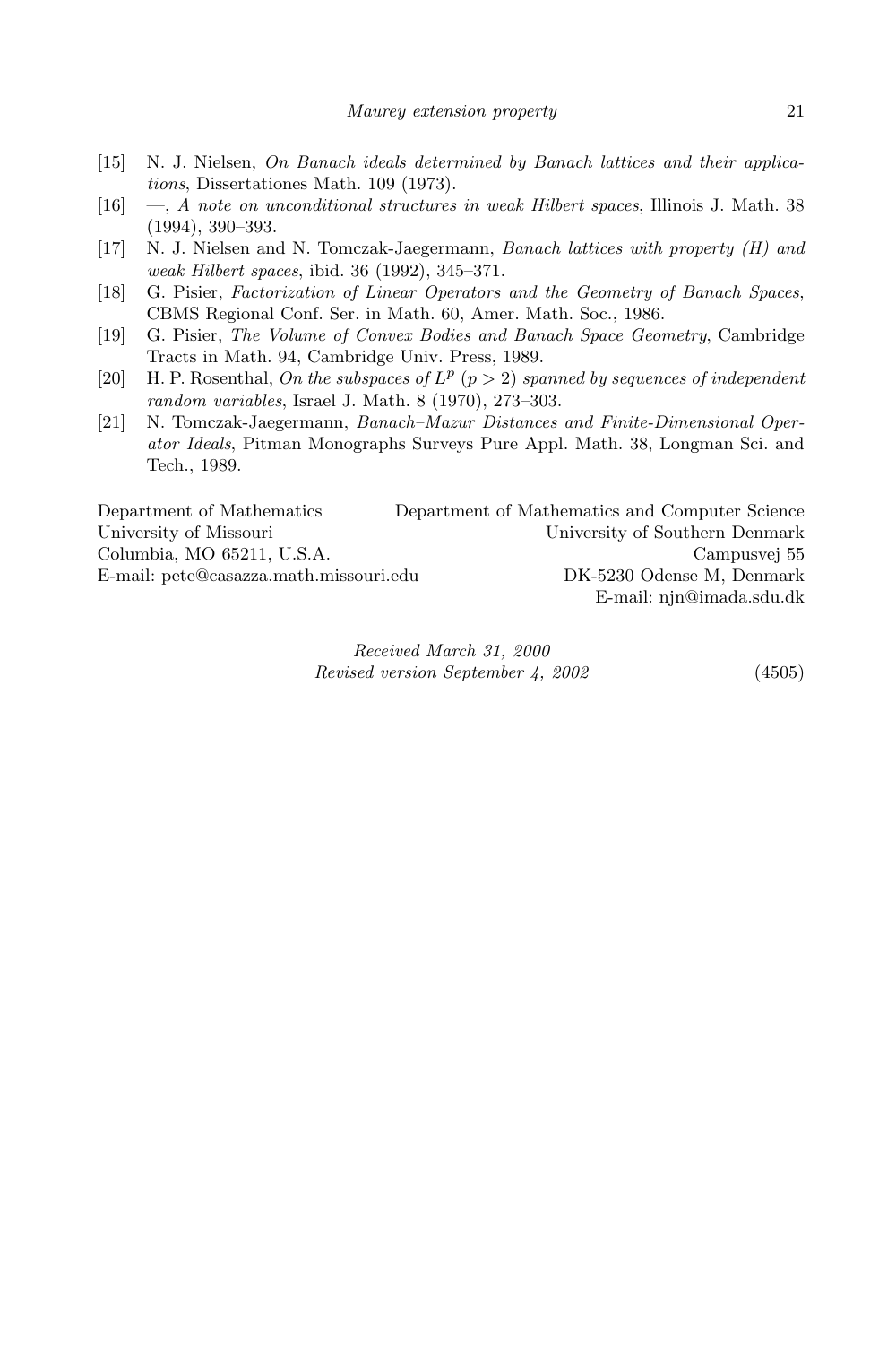[15] N. J. Nielsen, *On Banach ideals determined by Banach lattices and their applications*, Dissertationes Math. 109 (1973).

[16] —, *A note on unconditional structures in weak Hilbert spaces*, Illinois J. Math. 38 (1994), 390–393.

[17] N. J. Nielsen and N. Tomczak-Jaegermann, *Banach lattices with property (H) and weak Hilbert spaces*, ibid. 36 (1992), 345–371.

[18] G. Pisier, *Factorization of Linear Operators and the Geometry of Banach Spaces*, CBMS Regional Conf. Ser. in Math. 60, Amer. Math. Soc., 1986.

[19] G. Pisier, *The Volume of Convex Bodies and Banach Space Geometry*, Cambridge Tracts in Math. 94, Cambridge Univ. Press, 1989.

[20] H. P. Rosenthal, *On the subspaces of $L^p$ $(p > 2)$ spanned by sequences of independent random variables*, Israel J. Math. 8 (1970), 273–303.

[21] N. Tomczak-Jaegermann, *Banach–Mazur Distances and Finite-Dimensional Operator Ideals*, Pitman Monographs Surveys Pure Appl. Math. 38, Longman Sci. and Tech., 1989.

Department of Mathematics
University of Missouri
Columbia, MO 65211, U.S.A.
E-mail: pete@casazza.math.missouri.edu

Department of Mathematics and Computer Science
University of Southern Denmark
Campusvej 55
DK-5230 Odense M, Denmark
E-mail: njn@imada.sdu.dk

*Received March 31, 2000*
*Revised version September 4, 2002* (4505)